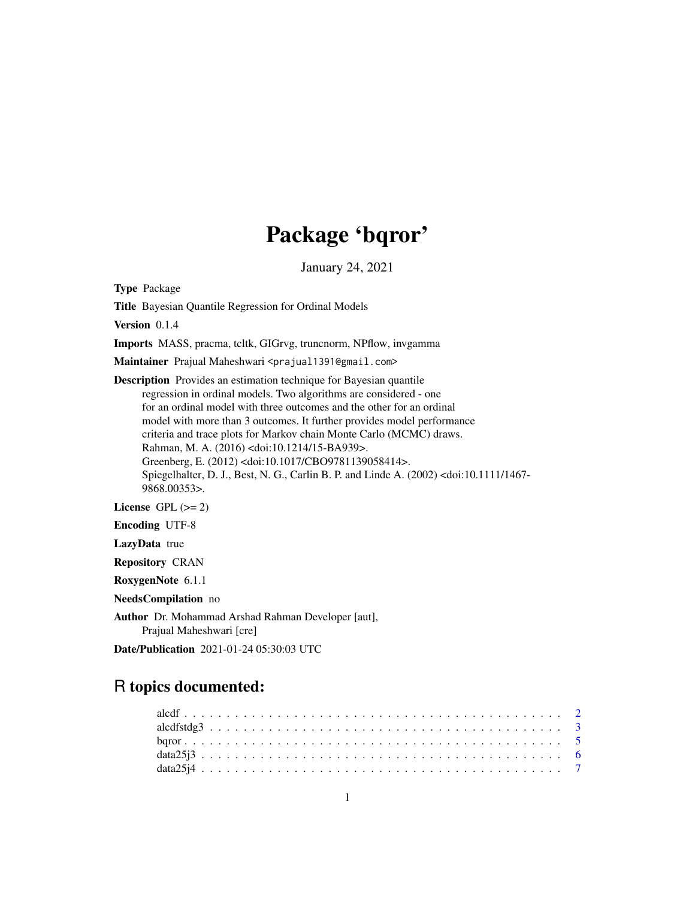# Package 'bqror'

January 24, 2021

**Type** Package

**Title** Bayesian Quantile Regression for Ordinal Models

**Version** 0.1.4

**Imports** MASS, pracma, tcltk, GIGrvg, truncnorm, NPflow, invgamma

**Maintainer** Prajual Maheshwari <prajual1391@gmail.com>

**Description** Provides an estimation technique for Bayesian quantile regression in ordinal models. Two algorithms are considered - one for an ordinal model with three outcomes and the other for an ordinal model with more than 3 outcomes. It further provides model performance criteria and trace plots for Markov chain Monte Carlo (MCMC) draws.
Rahman, M. A. (2016) <doi:10.1214/15-BA939>.
Greenberg, E. (2012) <doi:10.1017/CBO9781139058414>.
Spiegelhalter, D. J., Best, N. G., Carlin B. P. and Linde A. (2002) <doi:10.1111/1467-9868.00353>.

**License** GPL (>= 2)

**Encoding** UTF-8

**LazyData** true

**Repository** CRAN

**RoxygenNote** 6.1.1

**NeedsCompilation** no

**Author** Dr. Mohammad Arshad Rahman Developer [aut],
Prajual Maheshwari [cre]

**Date/Publication** 2021-01-24 05:30:03 UTC

## R topics documented:

- alcdf . . . . . . . . . . . . . . . . . . . . . . . . . . . . . . . . . . . . . . . . 2
- alcdfstdg3 . . . . . . . . . . . . . . . . . . . . . . . . . . . . . . . . . . . . . 3
- bqror . . . . . . . . . . . . . . . . . . . . . . . . . . . . . . . . . . . . . . . . 5
- data25j3 . . . . . . . . . . . . . . . . . . . . . . . . . . . . . . . . . . . . . . 6
- data25j4 . . . . . . . . . . . . . . . . . . . . . . . . . . . . . . . . . . . . . . 7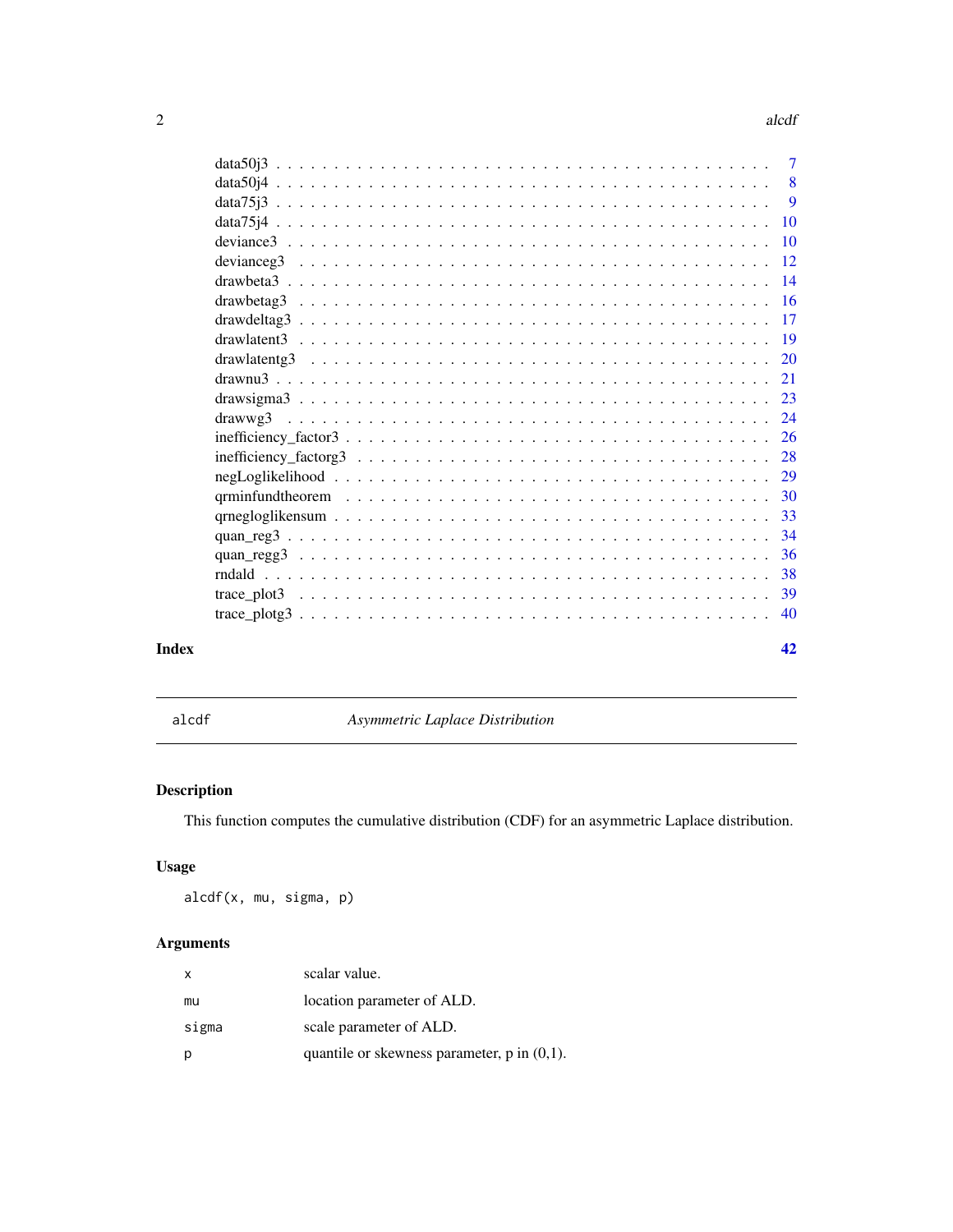| | |
|---|---|
| data50j3 | 7 |
| data50j4 | 8 |
| data75j3 | 9 |
| data75j4 | 10 |
| deviance3 | 10 |
| devianceg3 | 12 |
| drawbeta3 | 14 |
| drawbetag3 | 16 |
| drawdeltag3 | 17 |
| drawlatent3 | 19 |
| drawlatentg3 | 20 |
| drawnu3 | 21 |
| drawsigma3 | 23 |
| drawwg3 | 24 |
| inefficiency_factor3 | 26 |
| inefficiency_factorg3 | 28 |
| negLoglikelihood | 29 |
| qrminfundtheorem | 30 |
| qrnegloglikensum | 33 |
| quan_reg3 | 34 |
| quan_regg3 | 36 |
| rndald | 38 |
| trace_plot3 | 39 |
| trace_plotg3 | 40 |

**Index** **42**

---

`alcdf` *Asymmetric Laplace Distribution*

---

## Description

This function computes the cumulative distribution (CDF) for an asymmetric Laplace distribution.

## Usage

```
alcdf(x, mu, sigma, p)
```

## Arguments

| | |
|---|---|
| `x` | scalar value. |
| `mu` | location parameter of ALD. |
| `sigma` | scale parameter of ALD. |
| `p` | quantile or skewness parameter, p in (0,1). |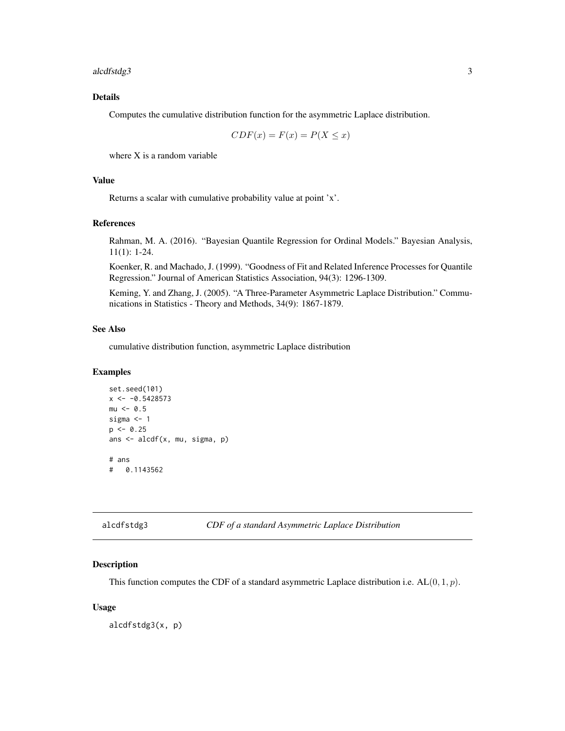### Details

Computes the cumulative distribution function for the asymmetric Laplace distribution.

$$CDF(x) = F(x) = P(X \leq x)$$

where X is a random variable

### Value

Returns a scalar with cumulative probability value at point 'x'.

### References

Rahman, M. A. (2016). "Bayesian Quantile Regression for Ordinal Models." Bayesian Analysis, 11(1): 1-24.

Koenker, R. and Machado, J. (1999). "Goodness of Fit and Related Inference Processes for Quantile Regression." Journal of American Statistics Association, 94(3): 1296-1309.

Keming, Y. and Zhang, J. (2005). "A Three-Parameter Asymmetric Laplace Distribution." Communications in Statistics - Theory and Methods, 34(9): 1867-1879.

### See Also

cumulative distribution function, asymmetric Laplace distribution

### Examples

```
set.seed(101)
x <- -0.5428573
mu <- 0.5
sigma <- 1
p <- 0.25
ans <- alcdf(x, mu, sigma, p)

# ans
#   0.1143562
```

---

## alcdfstdg3 — *CDF of a standard Asymmetric Laplace Distribution*

### Description

This function computes the CDF of a standard asymmetric Laplace distribution i.e. $\mathrm{AL}(0, 1, p)$.

### Usage

```
alcdfstdg3(x, p)
```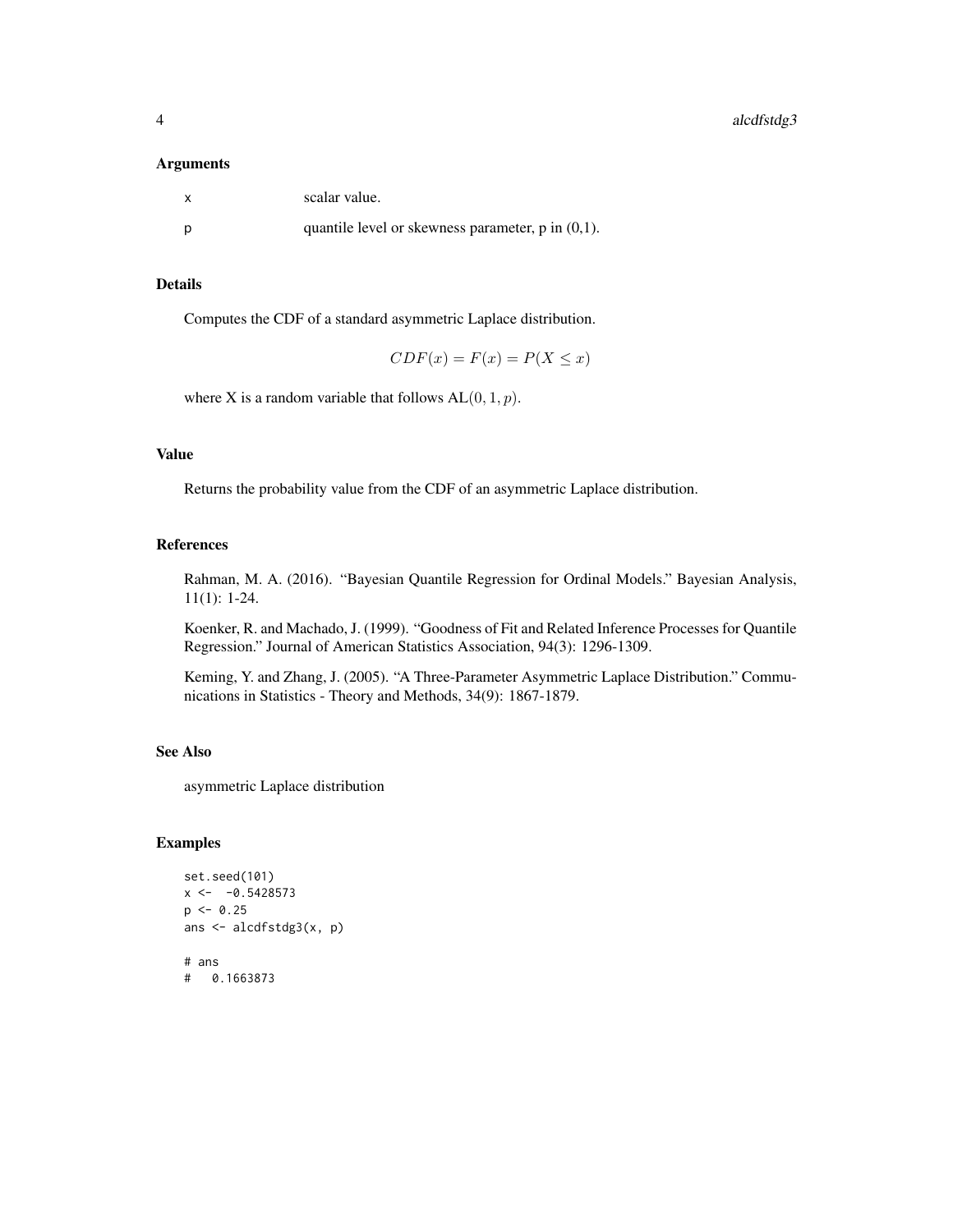### Arguments

| | |
|---|---|
| x | scalar value. |
| p | quantile level or skewness parameter, p in (0,1). |

### Details

Computes the CDF of a standard asymmetric Laplace distribution.

$$CDF(x) = F(x) = P(X \leq x)$$

where X is a random variable that follows $\mathrm{AL}(0, 1, p)$.

### Value

Returns the probability value from the CDF of an asymmetric Laplace distribution.

### References

Rahman, M. A. (2016). "Bayesian Quantile Regression for Ordinal Models." Bayesian Analysis, 11(1): 1-24.

Koenker, R. and Machado, J. (1999). "Goodness of Fit and Related Inference Processes for Quantile Regression." Journal of American Statistics Association, 94(3): 1296-1309.

Keming, Y. and Zhang, J. (2005). "A Three-Parameter Asymmetric Laplace Distribution." Communications in Statistics - Theory and Methods, 34(9): 1867-1879.

### See Also

asymmetric Laplace distribution

### Examples

```
set.seed(101)
x <-  -0.5428573
p <- 0.25
ans <- alcdfstdg3(x, p)

# ans
#   0.1663873
```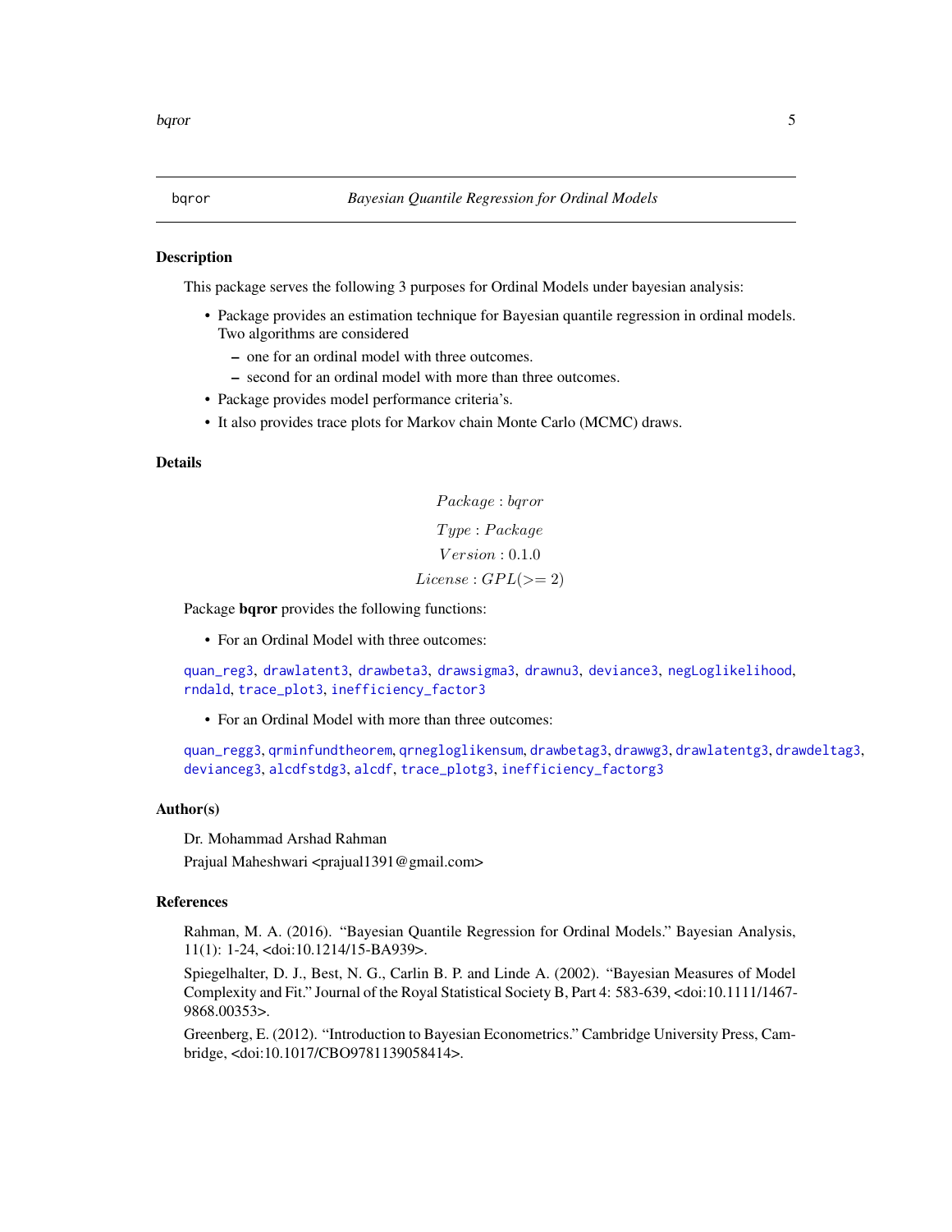`bqror` *Bayesian Quantile Regression for Ordinal Models*

## Description

This package serves the following 3 purposes for Ordinal Models under bayesian analysis:

- Package provides an estimation technique for Bayesian quantile regression in ordinal models. Two algorithms are considered
  - one for an ordinal model with three outcomes.
  - second for an ordinal model with more than three outcomes.
- Package provides model performance criteria's.
- It also provides trace plots for Markov chain Monte Carlo (MCMC) draws.

## Details

$$Package : bqror$$
$$Type : Package$$
$$Version : 0.1.0$$
$$License : GPL(>= 2)$$

Package **bqror** provides the following functions:

- For an Ordinal Model with three outcomes:

`quan_reg3`, `drawlatent3`, `drawbeta3`, `drawsigma3`, `drawnu3`, `deviance3`, `negLoglikelihood`, `rndald`, `trace_plot3`, `inefficiency_factor3`

- For an Ordinal Model with more than three outcomes:

`quan_regg3`, `qrminfundtheorem`, `qrnegloglikensum`, `drawbetag3`, `drawwg3`, `drawlatentg3`, `drawdeltag3`, `devianceg3`, `alcdfstdg3`, `alcdf`, `trace_plotg3`, `inefficiency_factorg3`

## Author(s)

Dr. Mohammad Arshad Rahman

Prajual Maheshwari <prajual1391@gmail.com>

## References

Rahman, M. A. (2016). "Bayesian Quantile Regression for Ordinal Models." Bayesian Analysis, 11(1): 1-24, <doi:10.1214/15-BA939>.

Spiegelhalter, D. J., Best, N. G., Carlin B. P. and Linde A. (2002). "Bayesian Measures of Model Complexity and Fit." Journal of the Royal Statistical Society B, Part 4: 583-639, <doi:10.1111/1467-9868.00353>.

Greenberg, E. (2012). "Introduction to Bayesian Econometrics." Cambridge University Press, Cambridge, <doi:10.1017/CBO9781139058414>.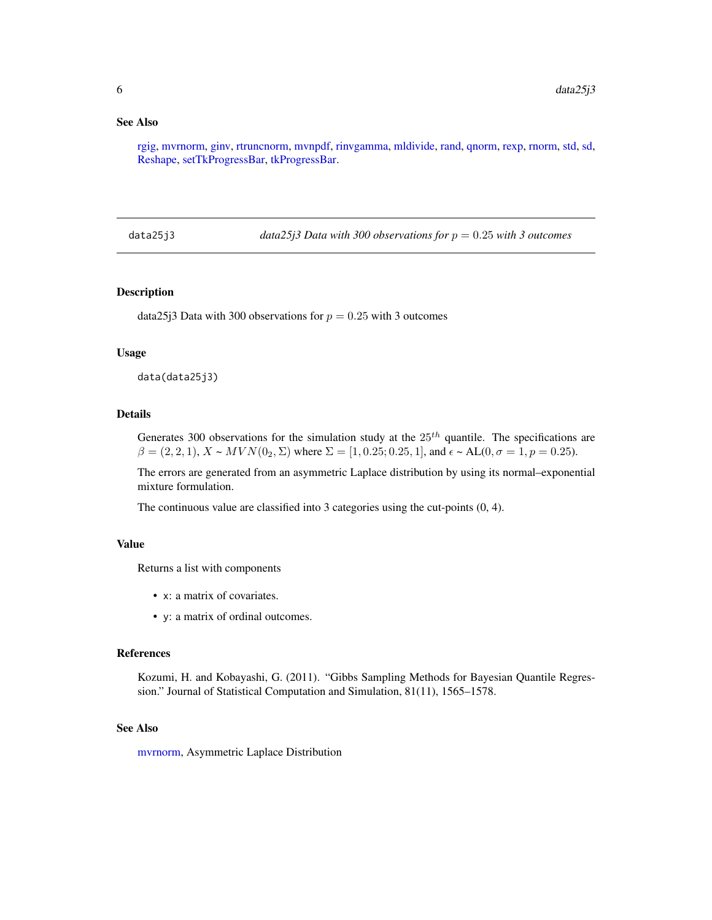## See Also

rgig, mvrnorm, ginv, rtruncnorm, mvnpdf, rinvgamma, mldivide, rand, qnorm, rexp, rnorm, std, sd, Reshape, setTkProgressBar, tkProgressBar.

---

## data25j3 — *data25j3 Data with 300 observations for $p = 0.25$ with 3 outcomes*

### Description

data25j3 Data with 300 observations for $p = 0.25$ with 3 outcomes

### Usage

```
data(data25j3)
```

### Details

Generates 300 observations for the simulation study at the $25^{th}$ quantile. The specifications are $\beta = (2, 2, 1)$, $X$ ~ $MVN(0_2, \Sigma)$ where $\Sigma = [1, 0.25; 0.25, 1]$, and $\epsilon$ ~ AL$(0, \sigma = 1, p = 0.25)$.

The errors are generated from an asymmetric Laplace distribution by using its normal–exponential mixture formulation.

The continuous value are classified into 3 categories using the cut-points (0, 4).

### Value

Returns a list with components

- `x`: a matrix of covariates.
- `y`: a matrix of ordinal outcomes.

### References

Kozumi, H. and Kobayashi, G. (2011). "Gibbs Sampling Methods for Bayesian Quantile Regression." Journal of Statistical Computation and Simulation, 81(11), 1565–1578.

### See Also

mvrnorm, Asymmetric Laplace Distribution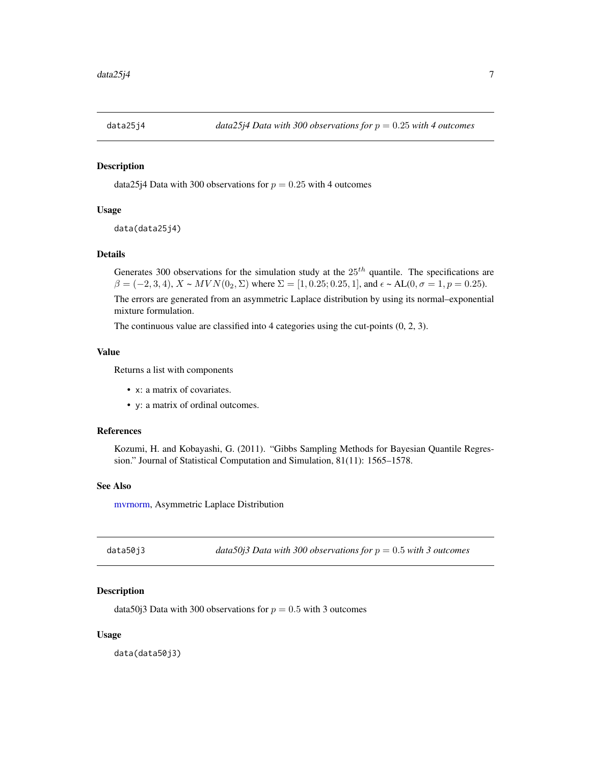## data25j4 — *data25j4 Data with 300 observations for $p = 0.25$ with 4 outcomes*

### Description

data25j4 Data with 300 observations for $p = 0.25$ with 4 outcomes

### Usage

```
data(data25j4)
```

### Details

Generates 300 observations for the simulation study at the $25^{th}$ quantile. The specifications are $\beta = (-2, 3, 4)$, $X$ ~ $MVN(0_2, \Sigma)$ where $\Sigma = [1, 0.25; 0.25, 1]$, and $\epsilon$ ~ AL$(0, \sigma = 1, p = 0.25)$.

The errors are generated from an asymmetric Laplace distribution by using its normal–exponential mixture formulation.

The continuous value are classified into 4 categories using the cut-points (0, 2, 3).

### Value

Returns a list with components

- x: a matrix of covariates.
- y: a matrix of ordinal outcomes.

### References

Kozumi, H. and Kobayashi, G. (2011). "Gibbs Sampling Methods for Bayesian Quantile Regression." Journal of Statistical Computation and Simulation, 81(11): 1565–1578.

### See Also

mvrnorm, Asymmetric Laplace Distribution

## data50j3 — *data50j3 Data with 300 observations for $p = 0.5$ with 3 outcomes*

### Description

data50j3 Data with 300 observations for $p = 0.5$ with 3 outcomes

### Usage

```
data(data50j3)
```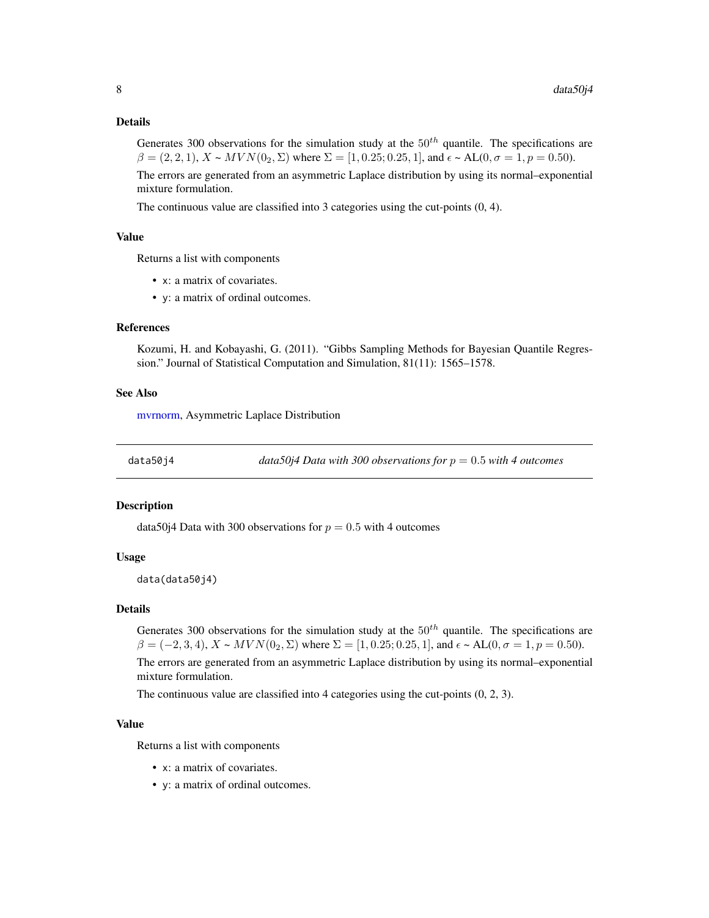### Details

Generates 300 observations for the simulation study at the $50^{th}$ quantile. The specifications are $\beta = (2, 2, 1)$, $X \sim MVN(0_2, \Sigma)$ where $\Sigma = [1, 0.25; 0.25, 1]$, and $\epsilon \sim$ AL$(0, \sigma = 1, p = 0.50)$.

The errors are generated from an asymmetric Laplace distribution by using its normal–exponential mixture formulation.

The continuous value are classified into 3 categories using the cut-points (0, 4).

### Value

Returns a list with components

- x: a matrix of covariates.
- y: a matrix of ordinal outcomes.

### References

Kozumi, H. and Kobayashi, G. (2011). "Gibbs Sampling Methods for Bayesian Quantile Regression." Journal of Statistical Computation and Simulation, 81(11): 1565–1578.

### See Also

mvrnorm, Asymmetric Laplace Distribution

---

## data50j4 — *data50j4 Data with 300 observations for $p = 0.5$ with 4 outcomes*

### Description

data50j4 Data with 300 observations for $p = 0.5$ with 4 outcomes

### Usage

```
data(data50j4)
```

### Details

Generates 300 observations for the simulation study at the $50^{th}$ quantile. The specifications are $\beta = (-2, 3, 4)$, $X \sim MVN(0_2, \Sigma)$ where $\Sigma = [1, 0.25; 0.25, 1]$, and $\epsilon \sim$ AL$(0, \sigma = 1, p = 0.50)$.

The errors are generated from an asymmetric Laplace distribution by using its normal–exponential mixture formulation.

The continuous value are classified into 4 categories using the cut-points (0, 2, 3).

### Value

Returns a list with components

- x: a matrix of covariates.
- y: a matrix of ordinal outcomes.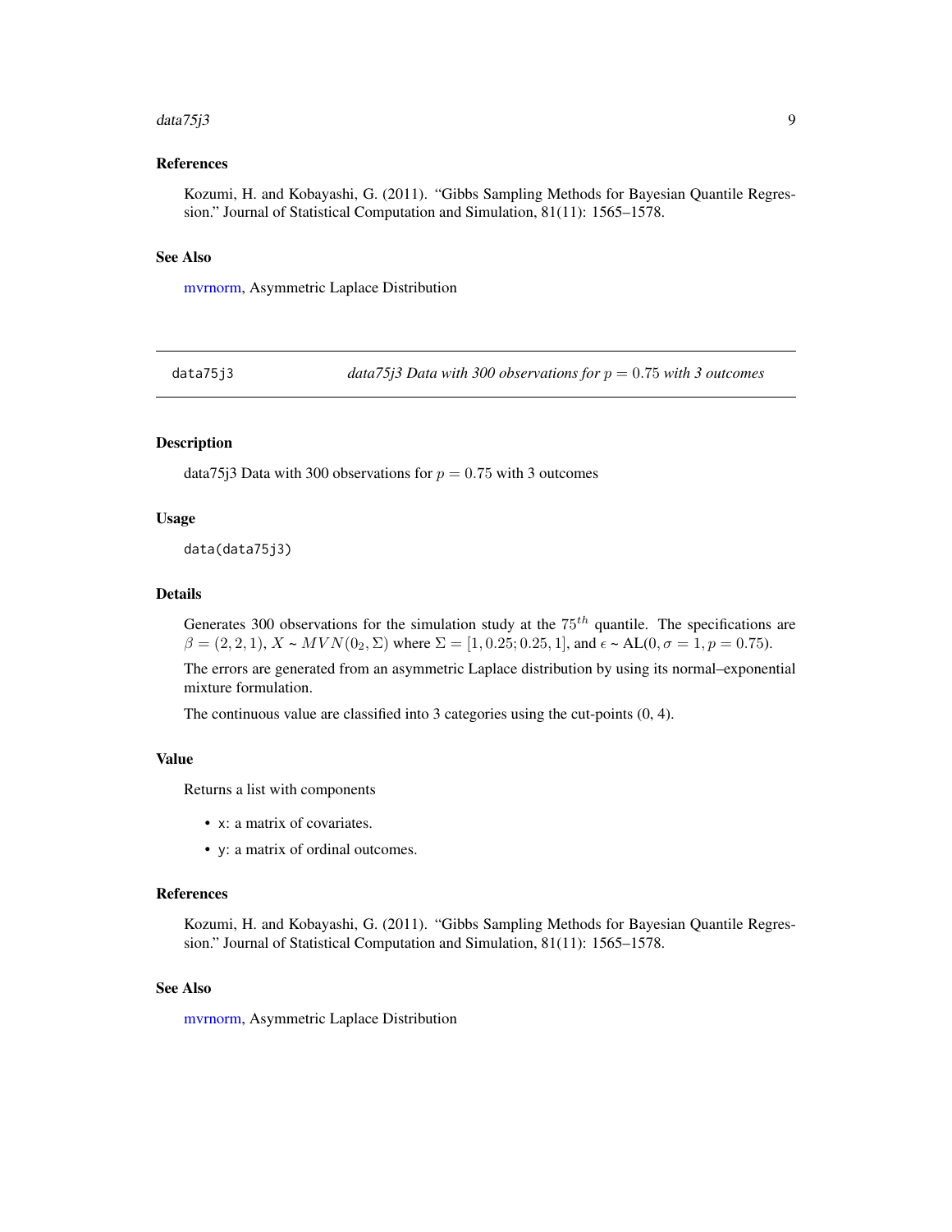### References

Kozumi, H. and Kobayashi, G. (2011). “Gibbs Sampling Methods for Bayesian Quantile Regression.” Journal of Statistical Computation and Simulation, 81(11): 1565–1578.

### See Also

mvrnorm, Asymmetric Laplace Distribution

---

## data75j3 *data75j3 Data with 300 observations for $p = 0.75$ with 3 outcomes*

---

### Description

data75j3 Data with 300 observations for $p = 0.75$ with 3 outcomes

### Usage

```
data(data75j3)
```

### Details

Generates 300 observations for the simulation study at the $75^{th}$ quantile. The specifications are $\beta = (2, 2, 1)$, $X$ ~ $MVN(0_2, \Sigma)$ where $\Sigma = [1, 0.25; 0.25, 1]$, and $\epsilon$ ~ $\text{AL}(0, \sigma = 1, p = 0.75)$.

The errors are generated from an asymmetric Laplace distribution by using its normal–exponential mixture formulation.

The continuous value are classified into 3 categories using the cut-points (0, 4).

### Value

Returns a list with components

- x: a matrix of covariates.
- y: a matrix of ordinal outcomes.

### References

Kozumi, H. and Kobayashi, G. (2011). “Gibbs Sampling Methods for Bayesian Quantile Regression.” Journal of Statistical Computation and Simulation, 81(11): 1565–1578.

### See Also

mvrnorm, Asymmetric Laplace Distribution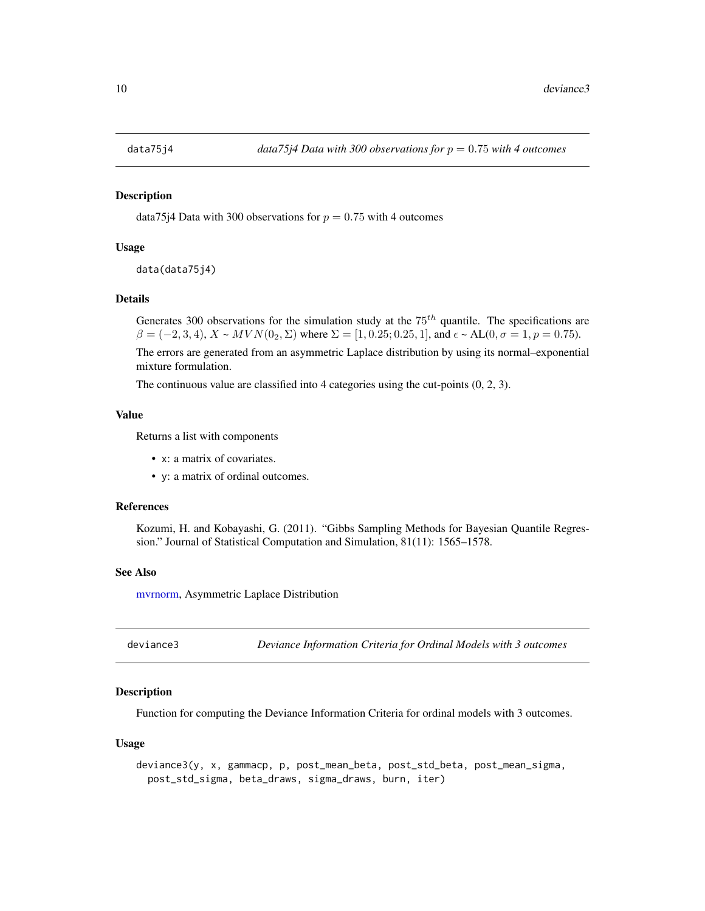## data75j4 — *data75j4 Data with 300 observations for $p = 0.75$ with 4 outcomes*

### Description

data75j4 Data with 300 observations for $p = 0.75$ with 4 outcomes

### Usage

```
data(data75j4)
```

### Details

Generates 300 observations for the simulation study at the $75^{th}$ quantile. The specifications are $\beta = (-2, 3, 4)$, $X \sim MVN(0_2, \Sigma)$ where $\Sigma = [1, 0.25; 0.25, 1]$, and $\epsilon \sim$ AL$(0, \sigma = 1, p = 0.75)$.

The errors are generated from an asymmetric Laplace distribution by using its normal–exponential mixture formulation.

The continuous value are classified into 4 categories using the cut-points (0, 2, 3).

### Value

Returns a list with components

- x: a matrix of covariates.
- y: a matrix of ordinal outcomes.

### References

Kozumi, H. and Kobayashi, G. (2011). "Gibbs Sampling Methods for Bayesian Quantile Regression." Journal of Statistical Computation and Simulation, 81(11): 1565–1578.

### See Also

mvrnorm, Asymmetric Laplace Distribution

## deviance3 — *Deviance Information Criteria for Ordinal Models with 3 outcomes*

### Description

Function for computing the Deviance Information Criteria for ordinal models with 3 outcomes.

### Usage

```
deviance3(y, x, gammacp, p, post_mean_beta, post_std_beta, post_mean_sigma,
  post_std_sigma, beta_draws, sigma_draws, burn, iter)
```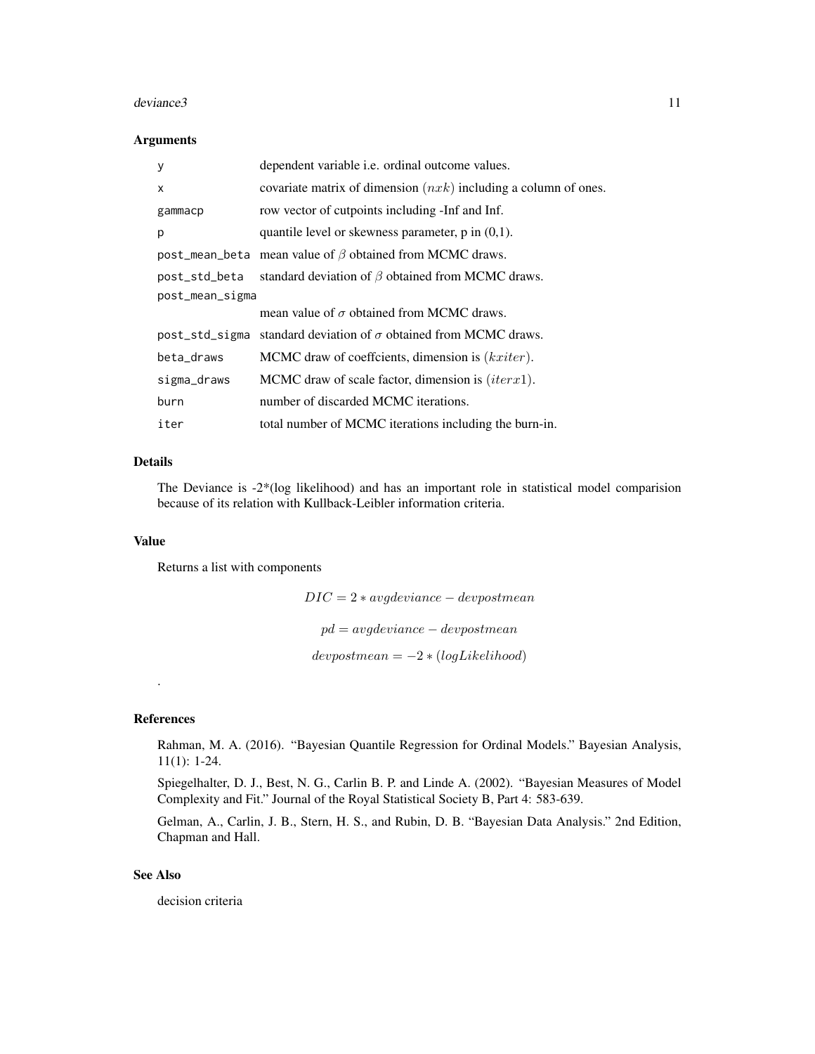### Arguments

| Argument | Description |
|---|---|
| `y` | dependent variable i.e. ordinal outcome values. |
| `x` | covariate matrix of dimension $(nxk)$ including a column of ones. |
| `gammacp` | row vector of cutpoints including -Inf and Inf. |
| `p` | quantile level or skewness parameter, p in (0,1). |
| `post_mean_beta` | mean value of $\beta$ obtained from MCMC draws. |
| `post_std_beta` | standard deviation of $\beta$ obtained from MCMC draws. |
| `post_mean_sigma` | mean value of $\sigma$ obtained from MCMC draws. |
| `post_std_sigma` | standard deviation of $\sigma$ obtained from MCMC draws. |
| `beta_draws` | MCMC draw of coeffcients, dimension is $(kxiter)$. |
| `sigma_draws` | MCMC draw of scale factor, dimension is $(iterx1)$. |
| `burn` | number of discarded MCMC iterations. |
| `iter` | total number of MCMC iterations including the burn-in. |

### Details

The Deviance is -2*(log likelihood) and has an important role in statistical model comparision because of its relation with Kullback-Leibler information criteria.

### Value

Returns a list with components

$$DIC = 2 * avgdeviance - devpostmean$$

$$pd = avgdeviance - devpostmean$$

$$devpostmean = -2 * (logLikelihood)$$

.

### References

Rahman, M. A. (2016). "Bayesian Quantile Regression for Ordinal Models." Bayesian Analysis, 11(1): 1-24.

Spiegelhalter, D. J., Best, N. G., Carlin B. P. and Linde A. (2002). "Bayesian Measures of Model Complexity and Fit." Journal of the Royal Statistical Society B, Part 4: 583-639.

Gelman, A., Carlin, J. B., Stern, H. S., and Rubin, D. B. "Bayesian Data Analysis." 2nd Edition, Chapman and Hall.

### See Also

decision criteria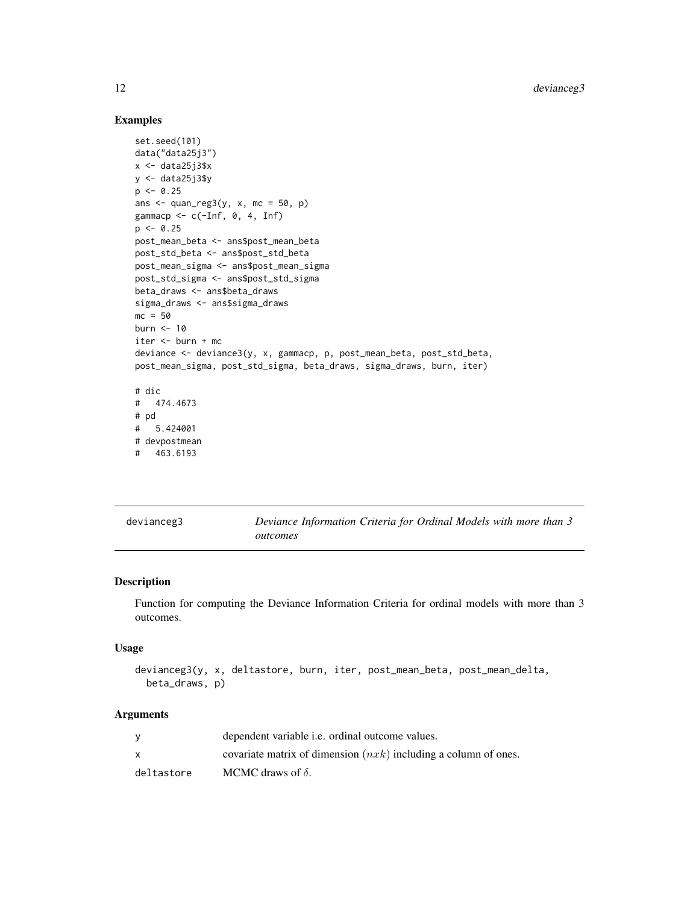## Examples

```
set.seed(101)
data("data25j3")
x <- data25j3$x
y <- data25j3$y
p <- 0.25
ans <- quan_reg3(y, x, mc = 50, p)
gammacp <- c(-Inf, 0, 4, Inf)
p <- 0.25
post_mean_beta <- ans$post_mean_beta
post_std_beta <- ans$post_std_beta
post_mean_sigma <- ans$post_mean_sigma
post_std_sigma <- ans$post_std_sigma
beta_draws <- ans$beta_draws
sigma_draws <- ans$sigma_draws
mc = 50
burn <- 10
iter <- burn + mc
deviance <- deviance3(y, x, gammacp, p, post_mean_beta, post_std_beta,
post_mean_sigma, post_std_sigma, beta_draws, sigma_draws, burn, iter)

# dic
#   474.4673
# pd
#   5.424001
# devpostmean
#   463.6193
```

---

deviance g3 — *Deviance Information Criteria for Ordinal Models with more than 3 outcomes*

---

## Description

Function for computing the Deviance Information Criteria for ordinal models with more than 3 outcomes.

## Usage

```
devianceg3(y, x, deltastore, burn, iter, post_mean_beta, post_mean_delta,
  beta_draws, p)
```

## Arguments

| | |
|---|---|
| y | dependent variable i.e. ordinal outcome values. |
| x | covariate matrix of dimension $(nxk)$ including a column of ones. |
| deltastore | MCMC draws of $\delta$. |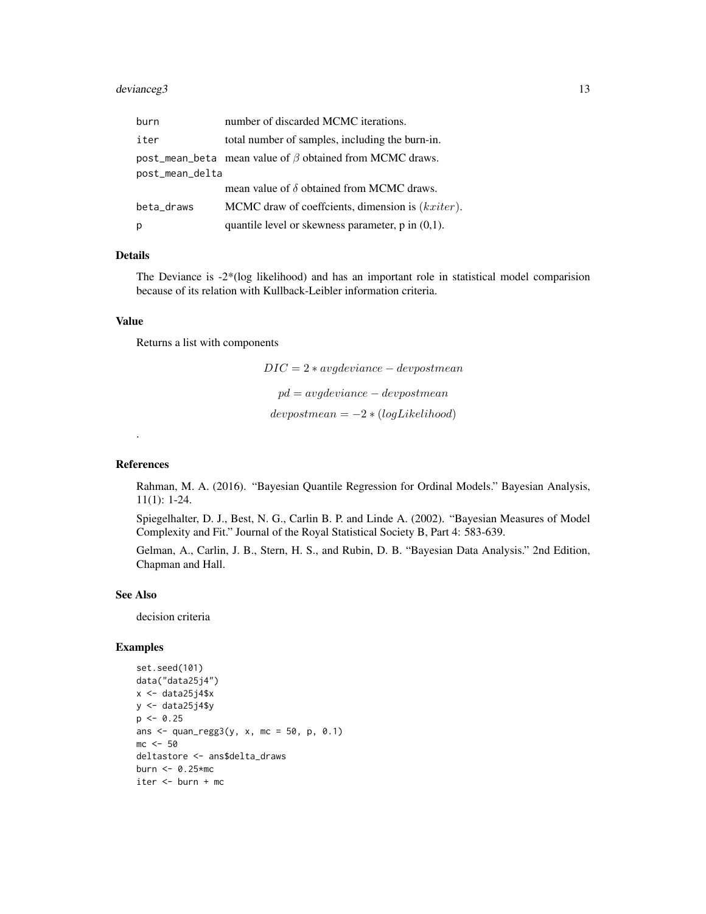| | |
|---|---|
| burn | number of discarded MCMC iterations. |
| iter | total number of samples, including the burn-in. |
| post_mean_beta | mean value of $\beta$ obtained from MCMC draws. |
| post_mean_delta | mean value of $\delta$ obtained from MCMC draws. |
| beta_draws | MCMC draw of coeffcients, dimension is $(kxiter)$. |
| p | quantile level or skewness parameter, p in (0,1). |

## Details

The Deviance is -2*(log likelihood) and has an important role in statistical model comparision because of its relation with Kullback-Leibler information criteria.

## Value

Returns a list with components

$$DIC = 2 * avgdeviance - devpostmean$$

$$pd = avgdeviance - devpostmean$$

$$devpostmean = -2 * (logLikelihood)$$

.

## References

Rahman, M. A. (2016). "Bayesian Quantile Regression for Ordinal Models." Bayesian Analysis, 11(1): 1-24.

Spiegelhalter, D. J., Best, N. G., Carlin B. P. and Linde A. (2002). "Bayesian Measures of Model Complexity and Fit." Journal of the Royal Statistical Society B, Part 4: 583-639.

Gelman, A., Carlin, J. B., Stern, H. S., and Rubin, D. B. "Bayesian Data Analysis." 2nd Edition, Chapman and Hall.

## See Also

decision criteria

## Examples

```
set.seed(101)
data("data25j4")
x <- data25j4$x
y <- data25j4$y
p <- 0.25
ans <- quan_regg3(y, x, mc = 50, p, 0.1)
mc <- 50
deltastore <- ans$delta_draws
burn <- 0.25*mc
iter <- burn + mc
```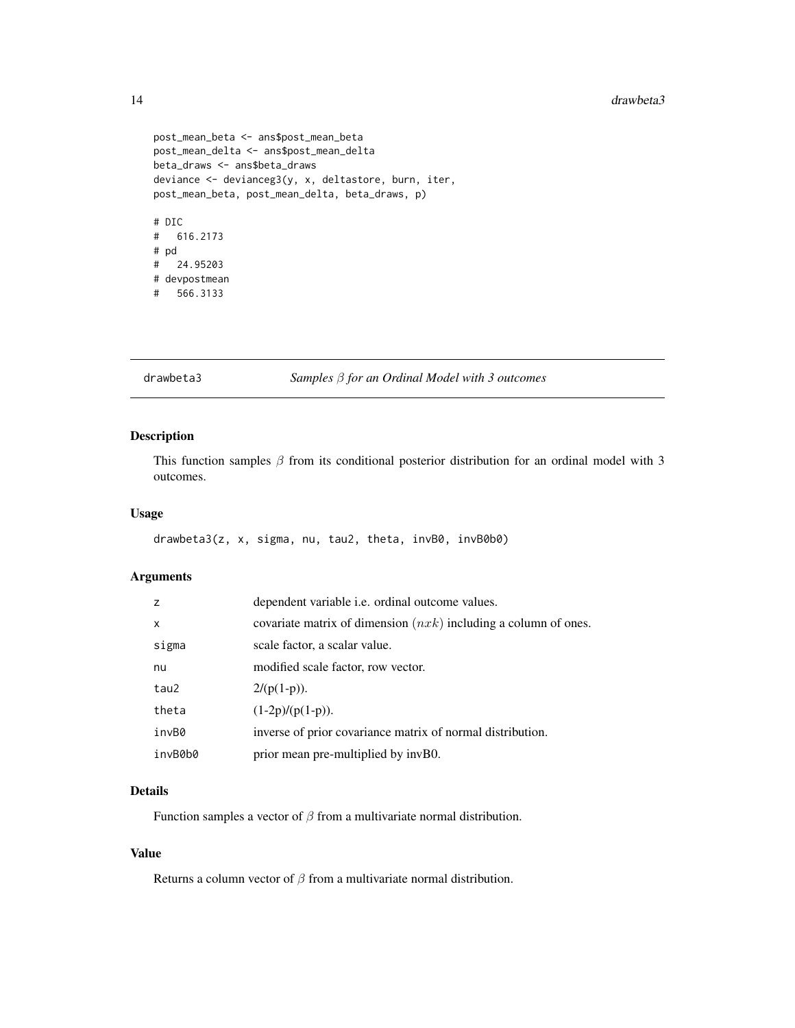```
post_mean_beta <- ans$post_mean_beta
post_mean_delta <- ans$post_mean_delta
beta_draws <- ans$beta_draws
deviance <- devianceg3(y, x, deltastore, burn, iter,
post_mean_beta, post_mean_delta, beta_draws, p)

# DIC
#   616.2173
# pd
#   24.95203
# devpostmean
#   566.3133
```

## drawbeta3 — *Samples $\beta$ for an Ordinal Model with 3 outcomes*

### Description

This function samples $\beta$ from its conditional posterior distribution for an ordinal model with 3 outcomes.

### Usage

```
drawbeta3(z, x, sigma, nu, tau2, theta, invB0, invB0b0)
```

### Arguments

| | |
|---|---|
| z | dependent variable i.e. ordinal outcome values. |
| x | covariate matrix of dimension $(nxk)$ including a column of ones. |
| sigma | scale factor, a scalar value. |
| nu | modified scale factor, row vector. |
| tau2 | 2/(p(1-p)). |
| theta | (1-2p)/(p(1-p)). |
| invB0 | inverse of prior covariance matrix of normal distribution. |
| invB0b0 | prior mean pre-multiplied by invB0. |

### Details

Function samples a vector of $\beta$ from a multivariate normal distribution.

### Value

Returns a column vector of $\beta$ from a multivariate normal distribution.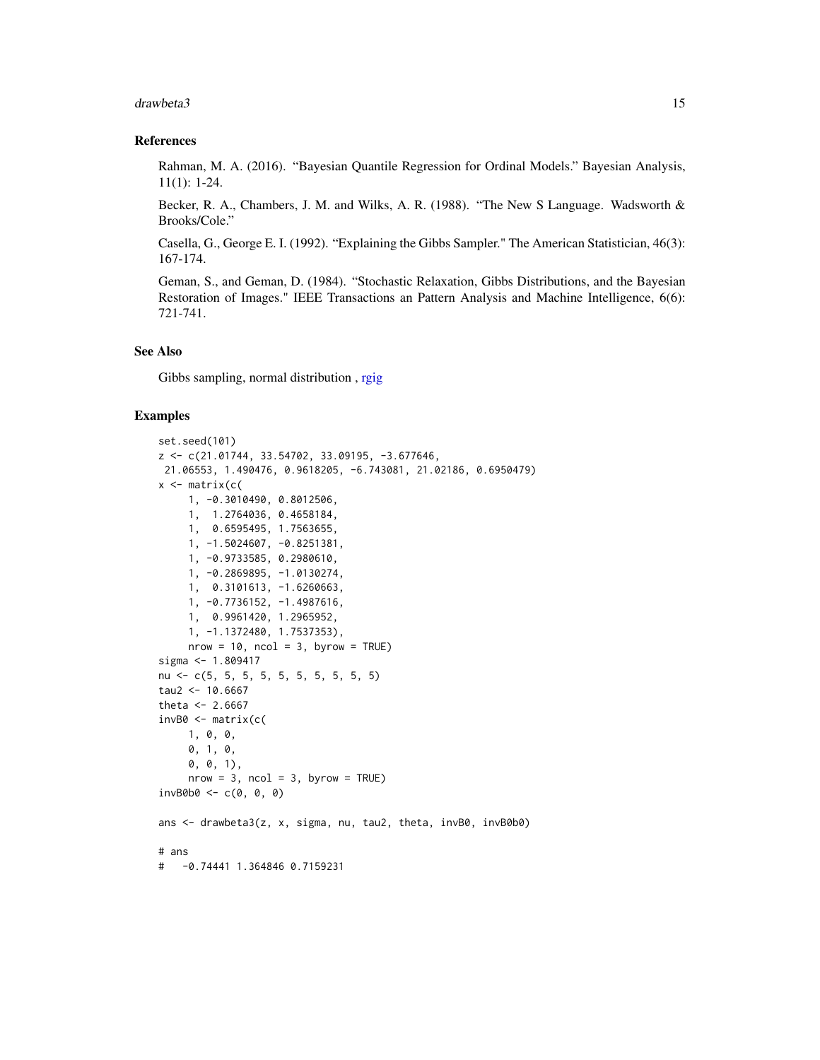### References

Rahman, M. A. (2016). "Bayesian Quantile Regression for Ordinal Models." Bayesian Analysis, 11(1): 1-24.

Becker, R. A., Chambers, J. M. and Wilks, A. R. (1988). "The New S Language. Wadsworth & Brooks/Cole."

Casella, G., George E. I. (1992). "Explaining the Gibbs Sampler." The American Statistician, 46(3): 167-174.

Geman, S., and Geman, D. (1984). "Stochastic Relaxation, Gibbs Distributions, and the Bayesian Restoration of Images." IEEE Transactions an Pattern Analysis and Machine Intelligence, 6(6): 721-741.

### See Also

Gibbs sampling, normal distribution , rgig

### Examples

```
set.seed(101)
z <- c(21.01744, 33.54702, 33.09195, -3.677646,
 21.06553, 1.490476, 0.9618205, -6.743081, 21.02186, 0.6950479)
x <- matrix(c(
     1, -0.3010490, 0.8012506,
     1,  1.2764036, 0.4658184,
     1,  0.6595495, 1.7563655,
     1, -1.5024607, -0.8251381,
     1, -0.9733585, 0.2980610,
     1, -0.2869895, -1.0130274,
     1,  0.3101613, -1.6260663,
     1, -0.7736152, -1.4987616,
     1,  0.9961420, 1.2965952,
     1, -1.1372480, 1.7537353),
     nrow = 10, ncol = 3, byrow = TRUE)
sigma <- 1.809417
nu <- c(5, 5, 5, 5, 5, 5, 5, 5, 5, 5)
tau2 <- 10.6667
theta <- 2.6667
invB0 <- matrix(c(
     1, 0, 0,
     0, 1, 0,
     0, 0, 1),
     nrow = 3, ncol = 3, byrow = TRUE)
invB0b0 <- c(0, 0, 0)

ans <- drawbeta3(z, x, sigma, nu, tau2, theta, invB0, invB0b0)

# ans
#   -0.74441 1.364846 0.7159231
```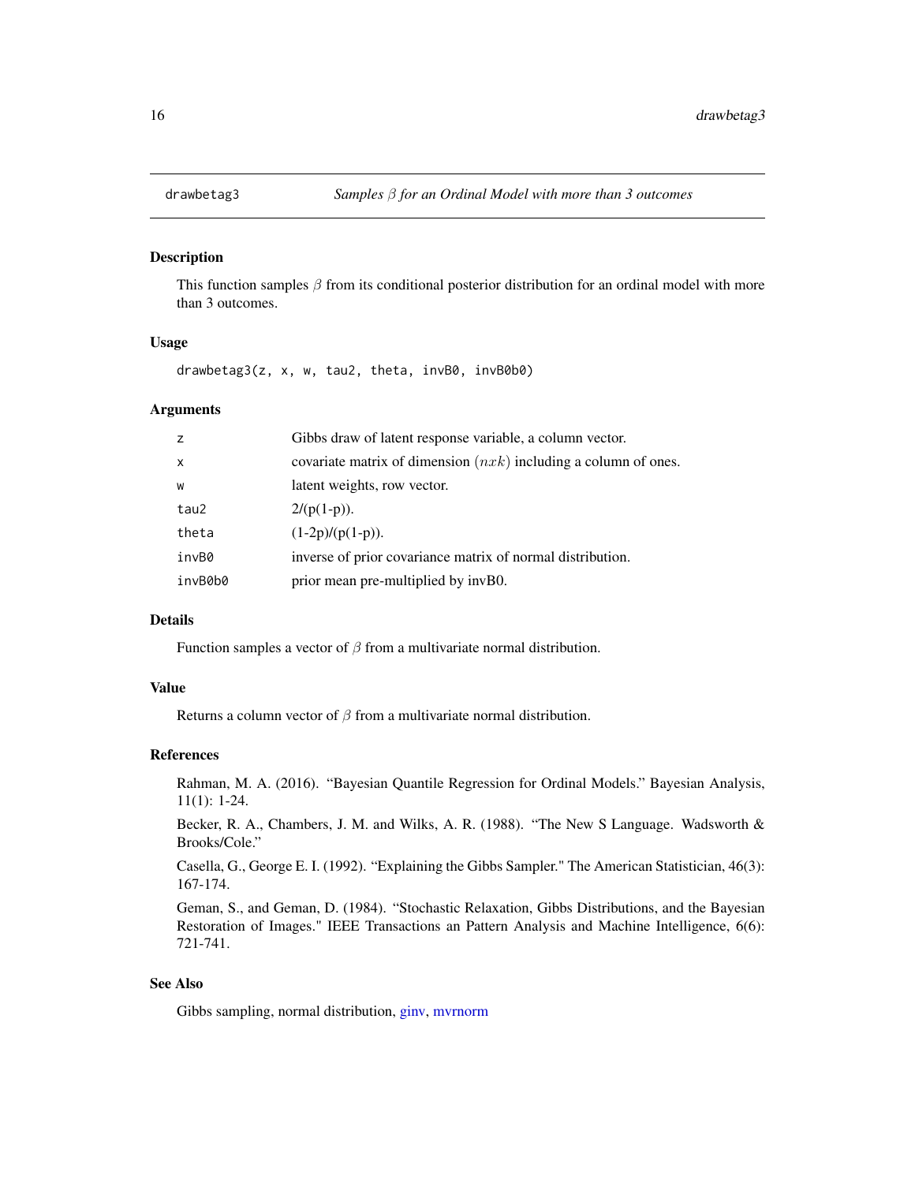# drawbetag3 — *Samples $\beta$ for an Ordinal Model with more than 3 outcomes*

## Description

This function samples $\beta$ from its conditional posterior distribution for an ordinal model with more than 3 outcomes.

## Usage

```
drawbetag3(z, x, w, tau2, theta, invB0, invB0b0)
```

## Arguments

| | |
|---|---|
| `z` | Gibbs draw of latent response variable, a column vector. |
| `x` | covariate matrix of dimension $(nxk)$ including a column of ones. |
| `w` | latent weights, row vector. |
| `tau2` | 2/(p(1-p)). |
| `theta` | (1-2p)/(p(1-p)). |
| `invB0` | inverse of prior covariance matrix of normal distribution. |
| `invB0b0` | prior mean pre-multiplied by invB0. |

## Details

Function samples a vector of $\beta$ from a multivariate normal distribution.

## Value

Returns a column vector of $\beta$ from a multivariate normal distribution.

## References

Rahman, M. A. (2016). "Bayesian Quantile Regression for Ordinal Models." Bayesian Analysis, 11(1): 1-24.

Becker, R. A., Chambers, J. M. and Wilks, A. R. (1988). "The New S Language. Wadsworth & Brooks/Cole."

Casella, G., George E. I. (1992). "Explaining the Gibbs Sampler." The American Statistician, 46(3): 167-174.

Geman, S., and Geman, D. (1984). "Stochastic Relaxation, Gibbs Distributions, and the Bayesian Restoration of Images." IEEE Transactions an Pattern Analysis and Machine Intelligence, 6(6): 721-741.

## See Also

Gibbs sampling, normal distribution, ginv, mvrnorm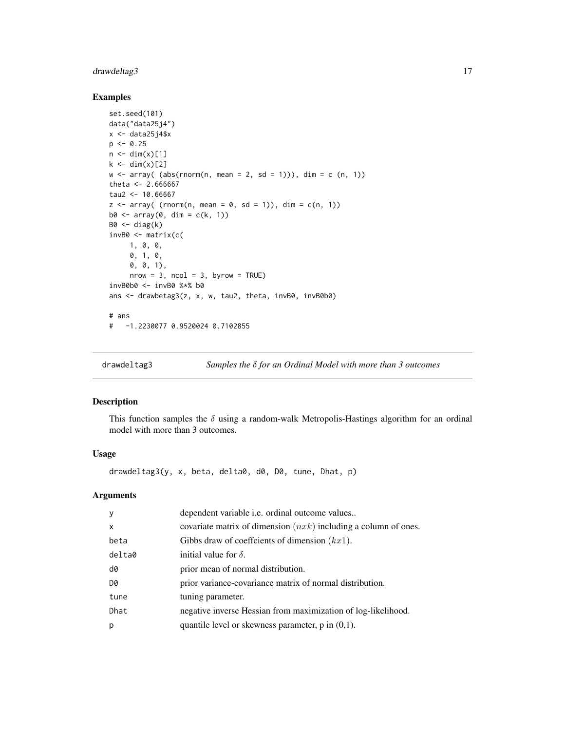### Examples

```
set.seed(101)
data("data25j4")
x <- data25j4$x
p <- 0.25
n <- dim(x)[1]
k <- dim(x)[2]
w <- array( (abs(rnorm(n, mean = 2, sd = 1))), dim = c (n, 1))
theta <- 2.666667
tau2 <- 10.66667
z <- array( (rnorm(n, mean = 0, sd = 1)), dim = c(n, 1))
b0 <- array(0, dim = c(k, 1))
B0 <- diag(k)
invB0 <- matrix(c(
     1, 0, 0,
     0, 1, 0,
     0, 0, 1),
     nrow = 3, ncol = 3, byrow = TRUE)
invB0b0 <- invB0 %*% b0
ans <- drawbetag3(z, x, w, tau2, theta, invB0, invB0b0)

# ans
#   -1.2230077 0.9520024 0.7102855
```

---

## drawdeltag3 — *Samples the $\delta$ for an Ordinal Model with more than 3 outcomes*

### Description

This function samples the $\delta$ using a random-walk Metropolis-Hastings algorithm for an ordinal model with more than 3 outcomes.

### Usage

```
drawdeltag3(y, x, beta, delta0, d0, D0, tune, Dhat, p)
```

### Arguments

| | |
|---|---|
| y | dependent variable i.e. ordinal outcome values.. |
| x | covariate matrix of dimension $(nxk)$ including a column of ones. |
| beta | Gibbs draw of coeffcients of dimension $(kx1)$. |
| delta0 | initial value for $\delta$. |
| d0 | prior mean of normal distribution. |
| D0 | prior variance-covariance matrix of normal distribution. |
| tune | tuning parameter. |
| Dhat | negative inverse Hessian from maximization of log-likelihood. |
| p | quantile level or skewness parameter, p in (0,1). |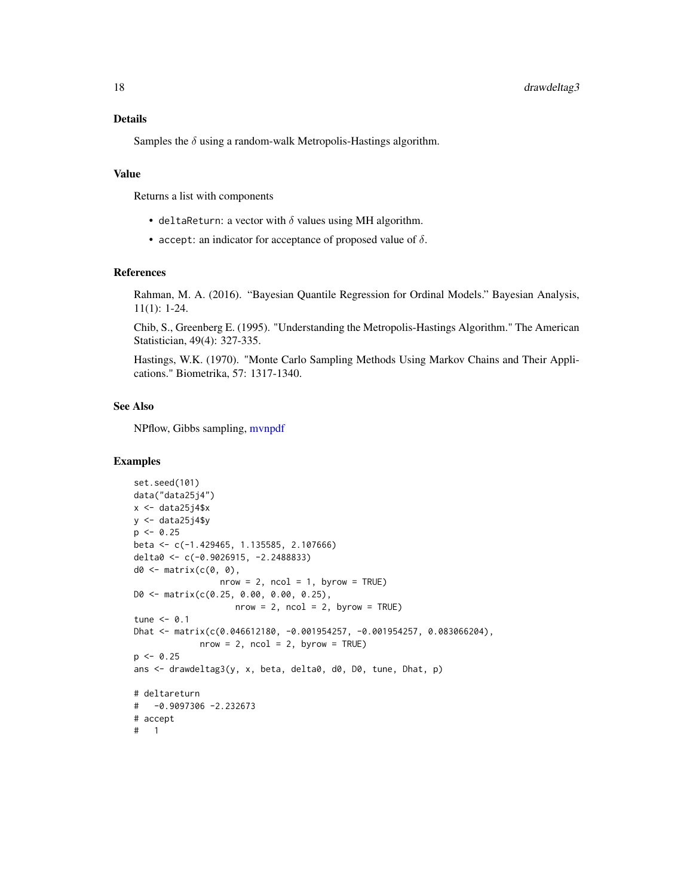## Details

Samples the $\delta$ using a random-walk Metropolis-Hastings algorithm.

## Value

Returns a list with components

- `deltaReturn`: a vector with $\delta$ values using MH algorithm.
- `accept`: an indicator for acceptance of proposed value of $\delta$.

## References

Rahman, M. A. (2016). "Bayesian Quantile Regression for Ordinal Models." Bayesian Analysis, 11(1): 1-24.

Chib, S., Greenberg E. (1995). "Understanding the Metropolis-Hastings Algorithm." The American Statistician, 49(4): 327-335.

Hastings, W.K. (1970). "Monte Carlo Sampling Methods Using Markov Chains and Their Applications." Biometrika, 57: 1317-1340.

## See Also

NPflow, Gibbs sampling, mvnpdf

## Examples

```
set.seed(101)
data("data25j4")
x <- data25j4$x
y <- data25j4$y
p <- 0.25
beta <- c(-1.429465, 1.135585, 2.107666)
delta0 <- c(-0.9026915, -2.2488833)
d0 <- matrix(c(0, 0),
                 nrow = 2, ncol = 1, byrow = TRUE)
D0 <- matrix(c(0.25, 0.00, 0.00, 0.25),
                    nrow = 2, ncol = 2, byrow = TRUE)
tune <- 0.1
Dhat <- matrix(c(0.046612180, -0.001954257, -0.001954257, 0.083066204),
             nrow = 2, ncol = 2, byrow = TRUE)
p <- 0.25
ans <- drawdeltag3(y, x, beta, delta0, d0, D0, tune, Dhat, p)

# deltareturn
#   -0.9097306 -2.232673
# accept
#   1
```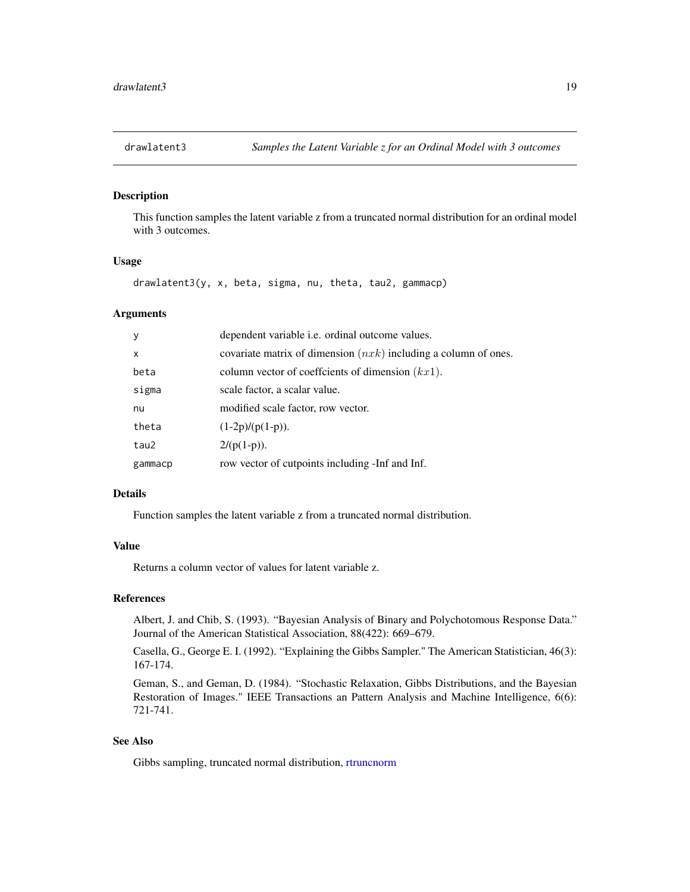drawlatent3 | *Samples the Latent Variable z for an Ordinal Model with 3 outcomes*
---|---

## Description

This function samples the latent variable z from a truncated normal distribution for an ordinal model with 3 outcomes.

## Usage

```
drawlatent3(y, x, beta, sigma, nu, theta, tau2, gammacp)
```

## Arguments

| | |
|---|---|
| y | dependent variable i.e. ordinal outcome values. |
| x | covariate matrix of dimension $(nxk)$ including a column of ones. |
| beta | column vector of coeffcients of dimension $(kx1)$. |
| sigma | scale factor, a scalar value. |
| nu | modified scale factor, row vector. |
| theta | (1-2p)/(p(1-p)). |
| tau2 | 2/(p(1-p)). |
| gammacp | row vector of cutpoints including -Inf and Inf. |

## Details

Function samples the latent variable z from a truncated normal distribution.

## Value

Returns a column vector of values for latent variable z.

## References

Albert, J. and Chib, S. (1993). "Bayesian Analysis of Binary and Polychotomous Response Data." Journal of the American Statistical Association, 88(422): 669–679.

Casella, G., George E. I. (1992). "Explaining the Gibbs Sampler." The American Statistician, 46(3): 167-174.

Geman, S., and Geman, D. (1984). "Stochastic Relaxation, Gibbs Distributions, and the Bayesian Restoration of Images." IEEE Transactions an Pattern Analysis and Machine Intelligence, 6(6): 721-741.

## See Also

Gibbs sampling, truncated normal distribution, rtruncnorm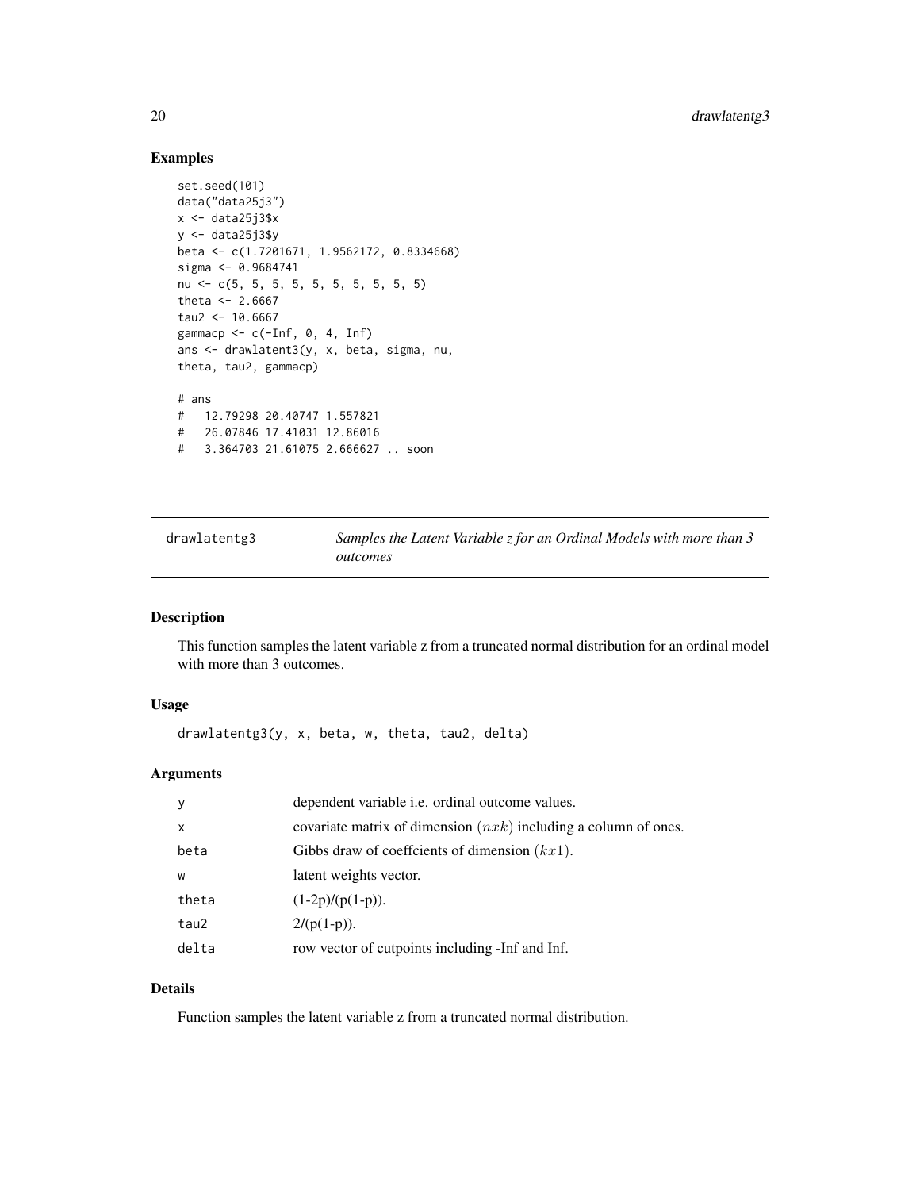## Examples

```
set.seed(101)
data("data25j3")
x <- data25j3$x
y <- data25j3$y
beta <- c(1.7201671, 1.9562172, 0.8334668)
sigma <- 0.9684741
nu <- c(5, 5, 5, 5, 5, 5, 5, 5, 5, 5)
theta <- 2.6667
tau2 <- 10.6667
gammacp <- c(-Inf, 0, 4, Inf)
ans <- drawlatent3(y, x, beta, sigma, nu,
theta, tau2, gammacp)

# ans
#   12.79298 20.40747 1.557821
#   26.07846 17.41031 12.86016
#   3.364703 21.61075 2.666627 .. soon
```

---

`drawlatentg3` *Samples the Latent Variable z for an Ordinal Models with more than 3 outcomes*

---

## Description

This function samples the latent variable z from a truncated normal distribution for an ordinal model with more than 3 outcomes.

## Usage

```
drawlatentg3(y, x, beta, w, theta, tau2, delta)
```

## Arguments

| | |
|---|---|
| y | dependent variable i.e. ordinal outcome values. |
| x | covariate matrix of dimension $(nxk)$ including a column of ones. |
| beta | Gibbs draw of coeffcients of dimension $(kx1)$. |
| w | latent weights vector. |
| theta | (1-2p)/(p(1-p)). |
| tau2 | 2/(p(1-p)). |
| delta | row vector of cutpoints including -Inf and Inf. |

## Details

Function samples the latent variable z from a truncated normal distribution.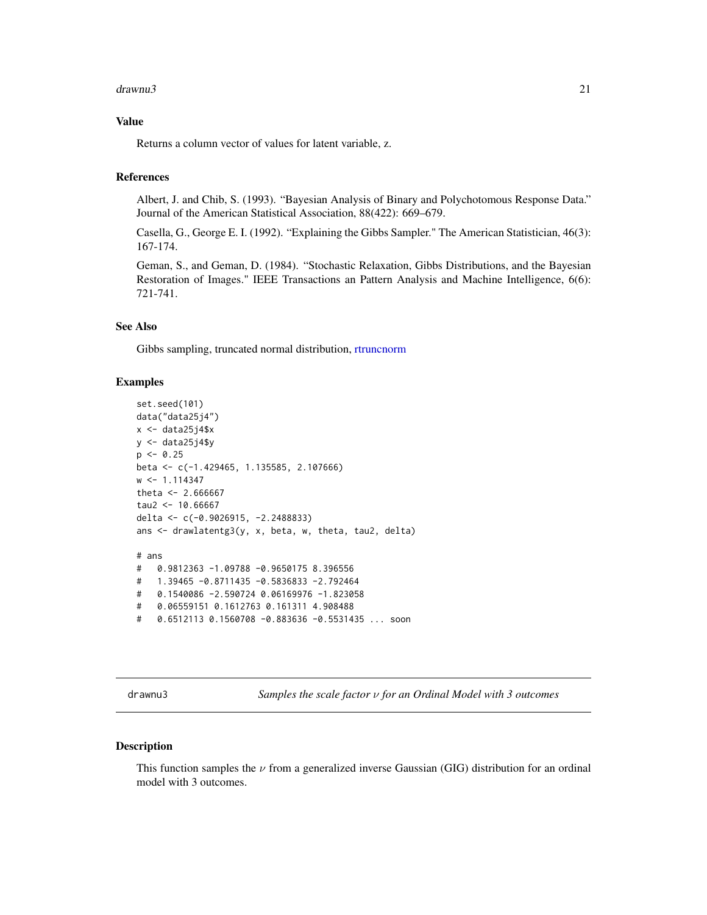## Value

Returns a column vector of values for latent variable, z.

## References

Albert, J. and Chib, S. (1993). "Bayesian Analysis of Binary and Polychotomous Response Data." Journal of the American Statistical Association, 88(422): 669–679.

Casella, G., George E. I. (1992). "Explaining the Gibbs Sampler." The American Statistician, 46(3): 167-174.

Geman, S., and Geman, D. (1984). "Stochastic Relaxation, Gibbs Distributions, and the Bayesian Restoration of Images." IEEE Transactions an Pattern Analysis and Machine Intelligence, 6(6): 721-741.

## See Also

Gibbs sampling, truncated normal distribution, rtruncnorm

## Examples

```
set.seed(101)
data("data25j4")
x <- data25j4$x
y <- data25j4$y
p <- 0.25
beta <- c(-1.429465, 1.135585, 2.107666)
w <- 1.114347
theta <- 2.666667
tau2 <- 10.66667
delta <- c(-0.9026915, -2.2488833)
ans <- drawlatentg3(y, x, beta, w, theta, tau2, delta)

# ans
#   0.9812363 -1.09788 -0.9650175 8.396556
#   1.39465 -0.8711435 -0.5836833 -2.792464
#   0.1540086 -2.590724 0.06169976 -1.823058
#   0.06559151 0.1612763 0.161311 4.908488
#   0.6512113 0.1560708 -0.883636 -0.5531435 ... soon
```

---

# drawnu3 — *Samples the scale factor $\nu$ for an Ordinal Model with 3 outcomes*

## Description

This function samples the $\nu$ from a generalized inverse Gaussian (GIG) distribution for an ordinal model with 3 outcomes.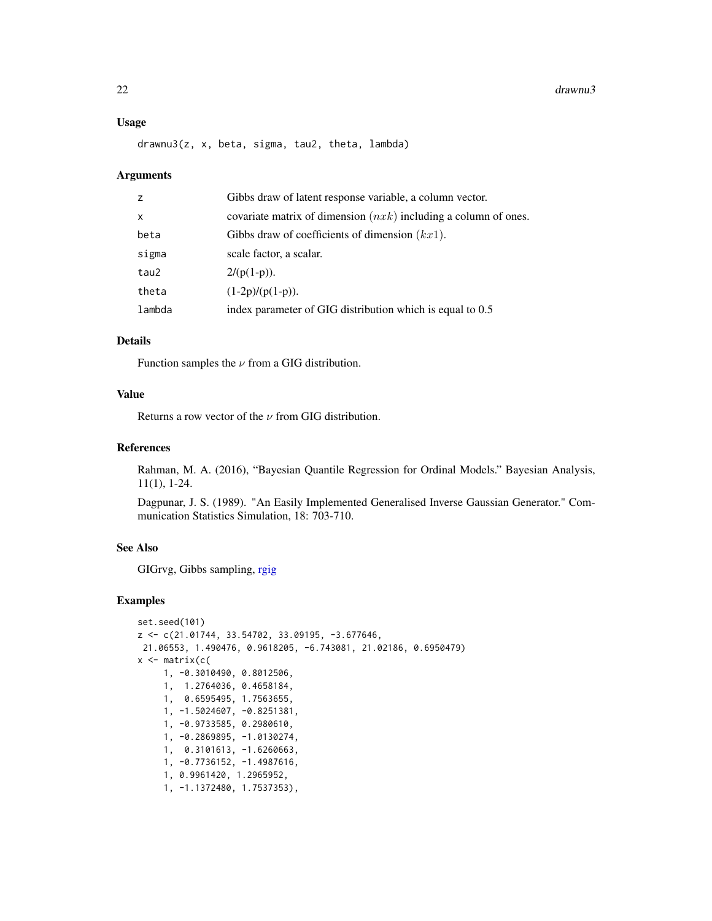## Usage

```
drawnu3(z, x, beta, sigma, tau2, theta, lambda)
```

## Arguments

| | |
|---|---|
| z | Gibbs draw of latent response variable, a column vector. |
| x | covariate matrix of dimension $(nxk)$ including a column of ones. |
| beta | Gibbs draw of coefficients of dimension $(kx1)$. |
| sigma | scale factor, a scalar. |
| tau2 | 2/(p(1-p)). |
| theta | (1-2p)/(p(1-p)). |
| lambda | index parameter of GIG distribution which is equal to 0.5 |

## Details

Function samples the $\nu$ from a GIG distribution.

## Value

Returns a row vector of the $\nu$ from GIG distribution.

## References

Rahman, M. A. (2016), "Bayesian Quantile Regression for Ordinal Models." Bayesian Analysis, 11(1), 1-24.

Dagpunar, J. S. (1989). "An Easily Implemented Generalised Inverse Gaussian Generator." Communication Statistics Simulation, 18: 703-710.

## See Also

GIGrvg, Gibbs sampling, rgig

## Examples

```
set.seed(101)
z <- c(21.01744, 33.54702, 33.09195, -3.677646,
 21.06553, 1.490476, 0.9618205, -6.743081, 21.02186, 0.6950479)
x <- matrix(c(
     1, -0.3010490, 0.8012506,
     1,  1.2764036, 0.4658184,
     1,  0.6595495, 1.7563655,
     1, -1.5024607, -0.8251381,
     1, -0.9733585, 0.2980610,
     1, -0.2869895, -1.0130274,
     1,  0.3101613, -1.6260663,
     1, -0.7736152, -1.4987616,
     1, 0.9961420, 1.2965952,
     1, -1.1372480, 1.7537353),
```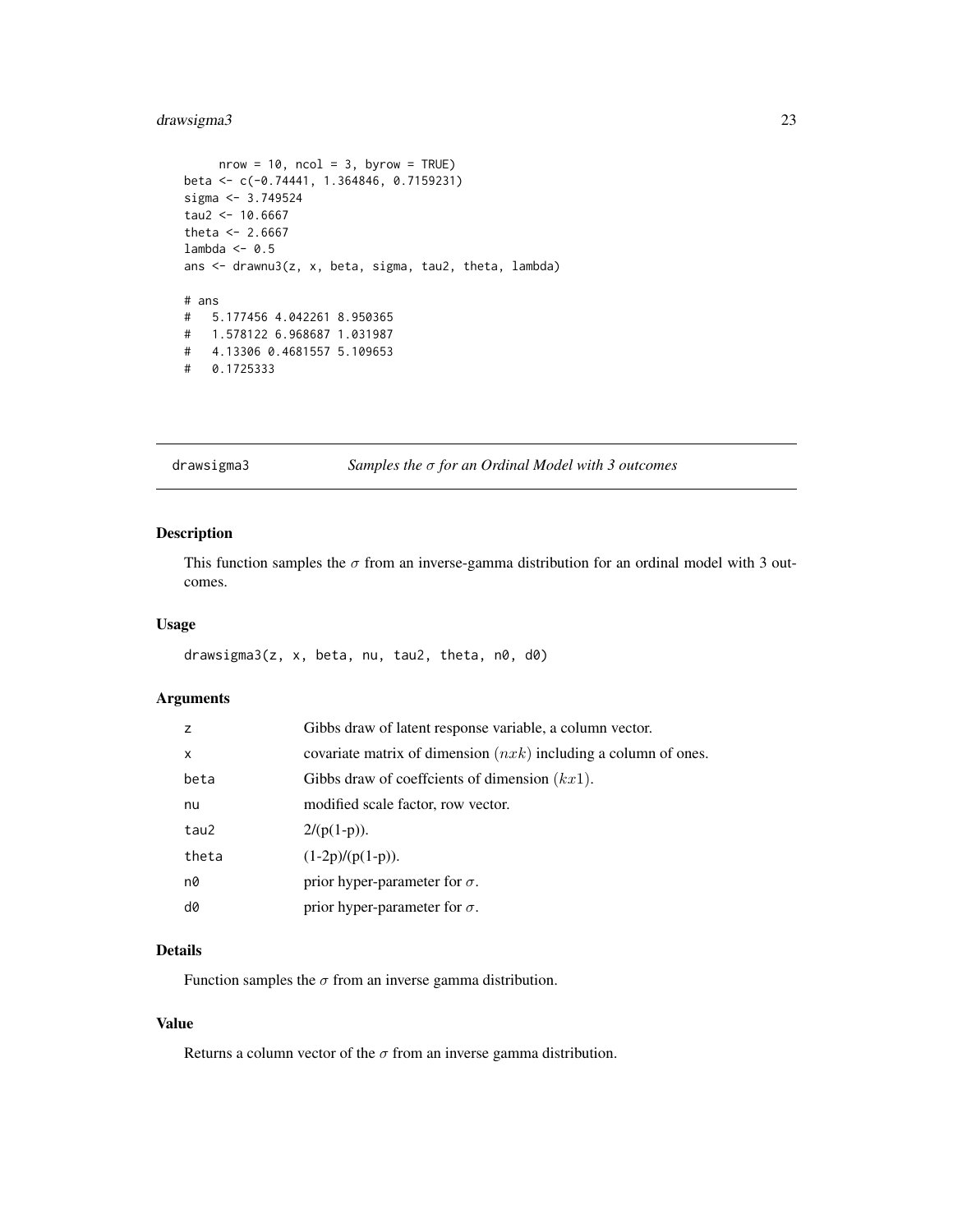```
     nrow = 10, ncol = 3, byrow = TRUE)
beta <- c(-0.74441, 1.364846, 0.7159231)
sigma <- 3.749524
tau2 <- 10.6667
theta <- 2.6667
lambda <- 0.5
ans <- drawnu3(z, x, beta, sigma, tau2, theta, lambda)

# ans
#   5.177456 4.042261 8.950365
#   1.578122 6.968687 1.031987
#   4.13306 0.4681557 5.109653
#   0.1725333
```

---

drawsigma3 *Samples the $\sigma$ for an Ordinal Model with 3 outcomes*

---

## Description

This function samples the $\sigma$ from an inverse-gamma distribution for an ordinal model with 3 outcomes.

## Usage

```
drawsigma3(z, x, beta, nu, tau2, theta, n0, d0)
```

## Arguments

| | |
|---|---|
| z | Gibbs draw of latent response variable, a column vector. |
| x | covariate matrix of dimension $(nxk)$ including a column of ones. |
| beta | Gibbs draw of coeffcients of dimension $(kx1)$. |
| nu | modified scale factor, row vector. |
| tau2 | 2/(p(1-p)). |
| theta | (1-2p)/(p(1-p)). |
| n0 | prior hyper-parameter for $\sigma$. |
| d0 | prior hyper-parameter for $\sigma$. |

## Details

Function samples the $\sigma$ from an inverse gamma distribution.

## Value

Returns a column vector of the $\sigma$ from an inverse gamma distribution.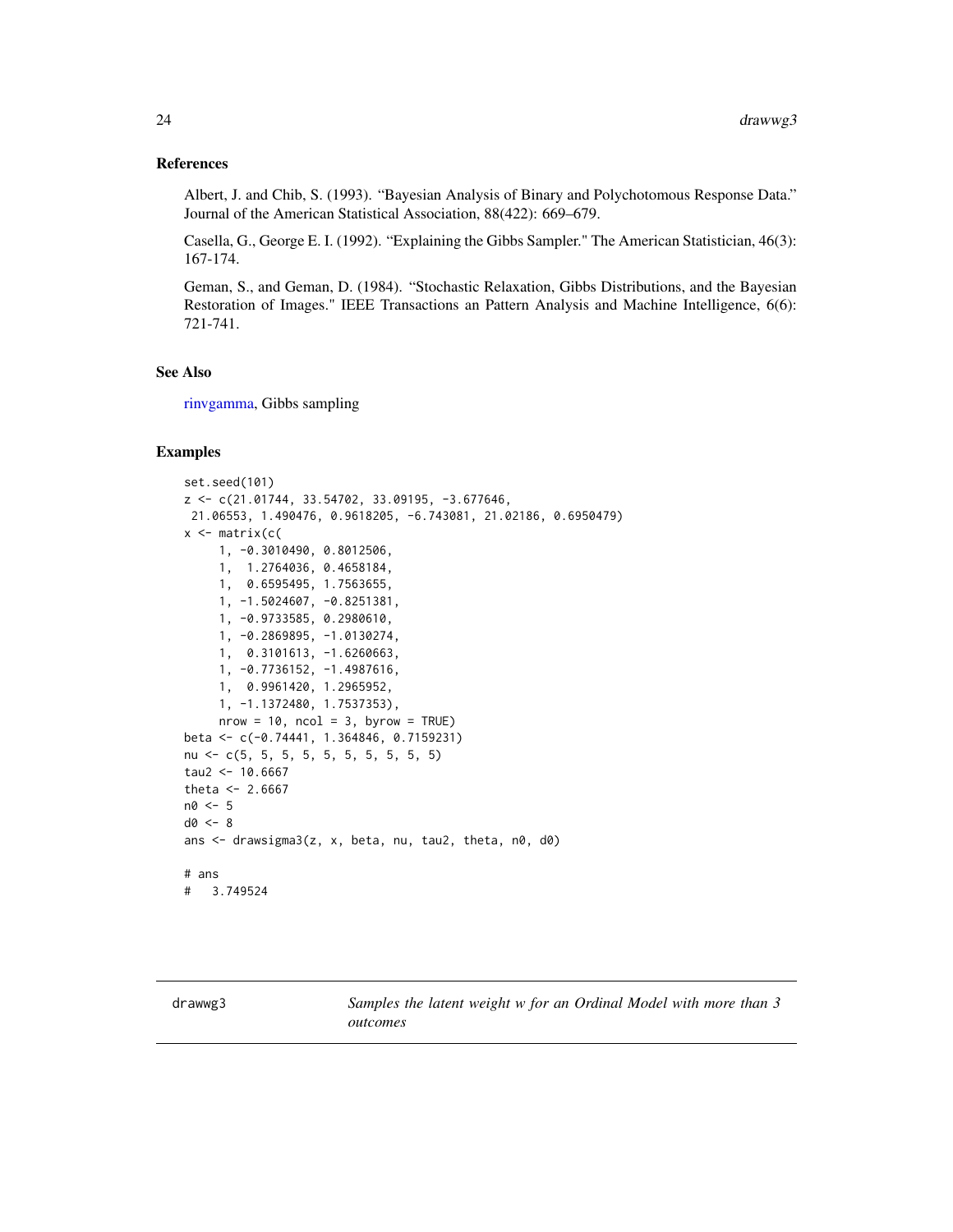## References

Albert, J. and Chib, S. (1993). "Bayesian Analysis of Binary and Polychotomous Response Data." Journal of the American Statistical Association, 88(422): 669–679.

Casella, G., George E. I. (1992). "Explaining the Gibbs Sampler." The American Statistician, 46(3): 167-174.

Geman, S., and Geman, D. (1984). "Stochastic Relaxation, Gibbs Distributions, and the Bayesian Restoration of Images." IEEE Transactions an Pattern Analysis and Machine Intelligence, 6(6): 721-741.

## See Also

rinvgamma, Gibbs sampling

## Examples

```
set.seed(101)
z <- c(21.01744, 33.54702, 33.09195, -3.677646,
 21.06553, 1.490476, 0.9618205, -6.743081, 21.02186, 0.6950479)
x <- matrix(c(
     1, -0.3010490, 0.8012506,
     1,  1.2764036, 0.4658184,
     1,  0.6595495, 1.7563655,
     1, -1.5024607, -0.8251381,
     1, -0.9733585, 0.2980610,
     1, -0.2869895, -1.0130274,
     1,  0.3101613, -1.6260663,
     1, -0.7736152, -1.4987616,
     1,  0.9961420, 1.2965952,
     1, -1.1372480, 1.7537353),
     nrow = 10, ncol = 3, byrow = TRUE)
beta <- c(-0.74441, 1.364846, 0.7159231)
nu <- c(5, 5, 5, 5, 5, 5, 5, 5, 5, 5)
tau2 <- 10.6667
theta <- 2.6667
n0 <- 5
d0 <- 8
ans <- drawsigma3(z, x, beta, nu, tau2, theta, n0, d0)

# ans
#   3.749524
```

---

drawwg3 — *Samples the latent weight w for an Ordinal Model with more than 3 outcomes*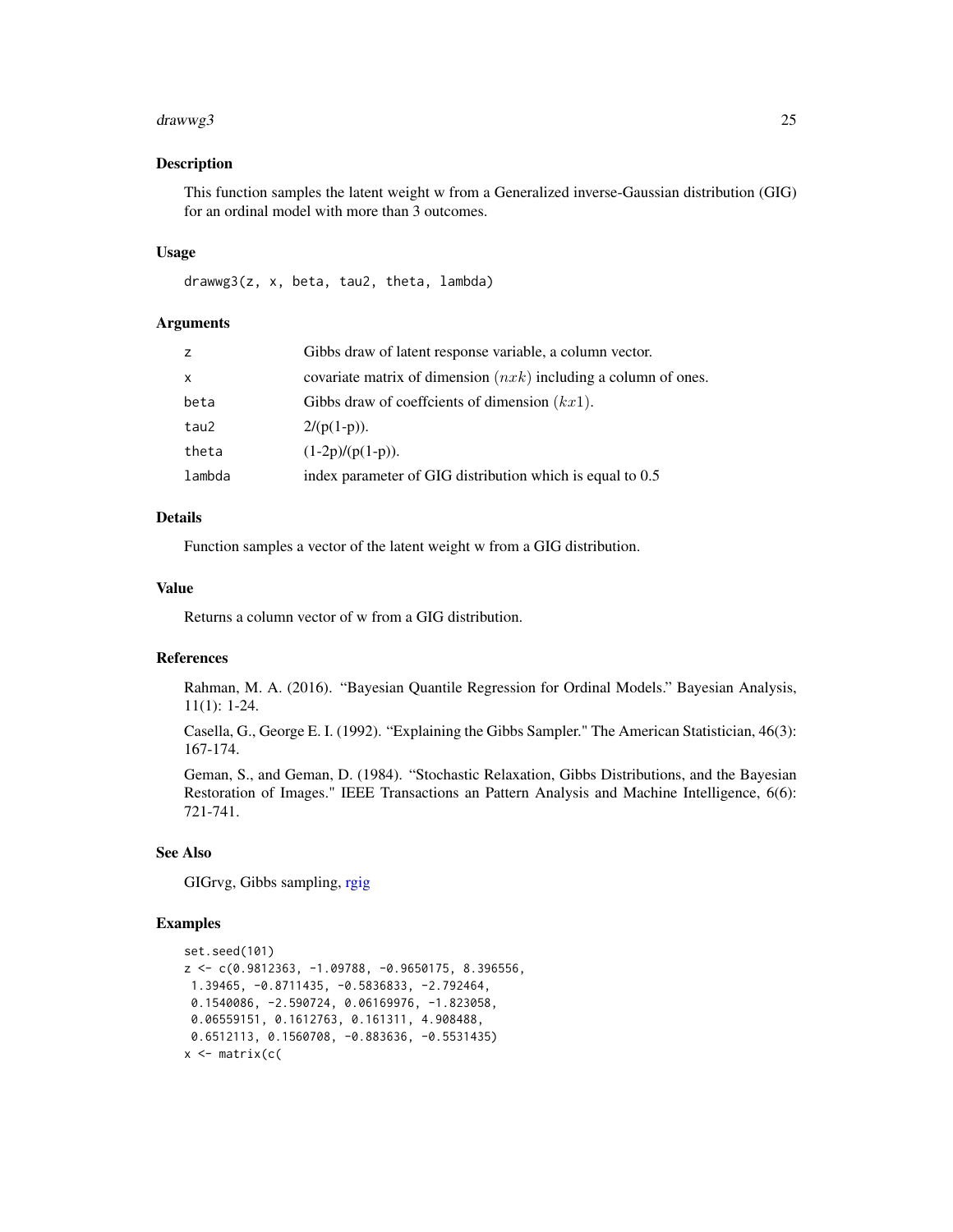## Description

This function samples the latent weight w from a Generalized inverse-Gaussian distribution (GIG) for an ordinal model with more than 3 outcomes.

## Usage

```
drawwg3(z, x, beta, tau2, theta, lambda)
```

## Arguments

| | |
|---|---|
| `z` | Gibbs draw of latent response variable, a column vector. |
| `x` | covariate matrix of dimension $(nxk)$ including a column of ones. |
| `beta` | Gibbs draw of coeffcients of dimension $(kx1)$. |
| `tau2` | 2/(p(1-p)). |
| `theta` | (1-2p)/(p(1-p)). |
| `lambda` | index parameter of GIG distribution which is equal to 0.5 |

## Details

Function samples a vector of the latent weight w from a GIG distribution.

## Value

Returns a column vector of w from a GIG distribution.

## References

Rahman, M. A. (2016). "Bayesian Quantile Regression for Ordinal Models." Bayesian Analysis, 11(1): 1-24.

Casella, G., George E. I. (1992). "Explaining the Gibbs Sampler." The American Statistician, 46(3): 167-174.

Geman, S., and Geman, D. (1984). "Stochastic Relaxation, Gibbs Distributions, and the Bayesian Restoration of Images." IEEE Transactions an Pattern Analysis and Machine Intelligence, 6(6): 721-741.

## See Also

GIGrvg, Gibbs sampling, rgig

## Examples

```
set.seed(101)
z <- c(0.9812363, -1.09788, -0.9650175, 8.396556,
 1.39465, -0.8711435, -0.5836833, -2.792464,
 0.1540086, -2.590724, 0.06169976, -1.823058,
 0.06559151, 0.1612763, 0.161311, 4.908488,
 0.6512113, 0.1560708, -0.883636, -0.5531435)
x <- matrix(c(
```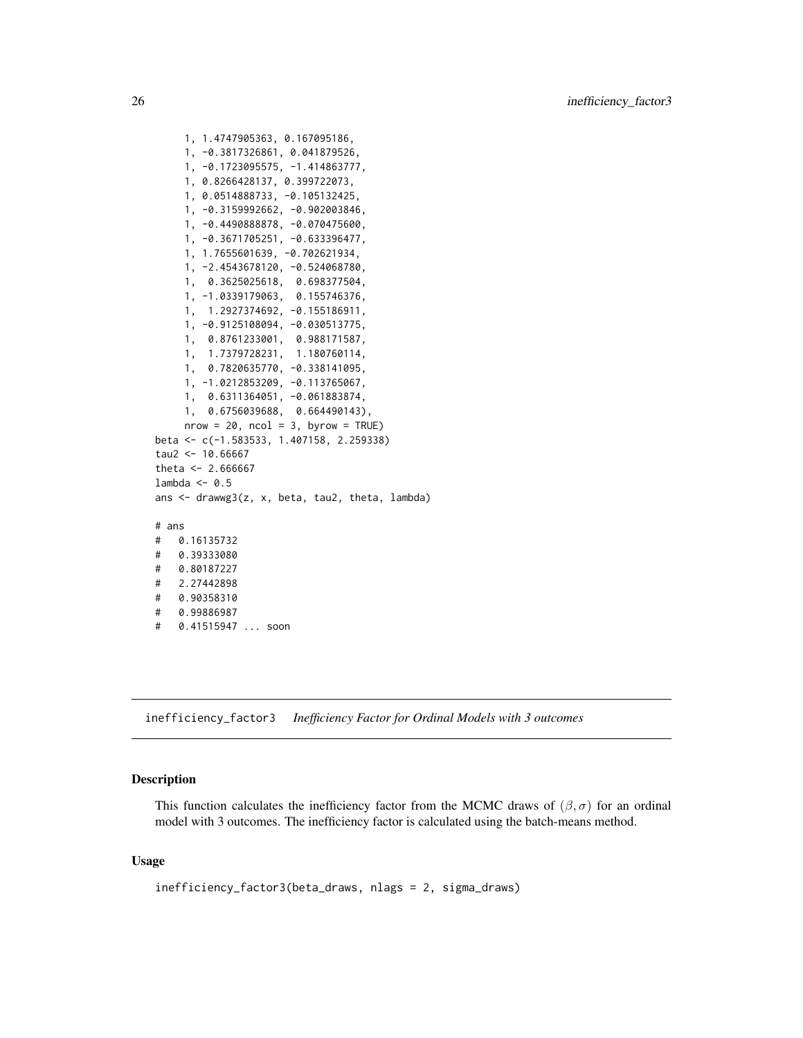```
     1, 1.4747905363, 0.167095186,
     1, -0.3817326861, 0.041879526,
     1, -0.1723095575, -1.414863777,
     1, 0.8266428137, 0.399722073,
     1, 0.0514888733, -0.105132425,
     1, -0.3159992662, -0.902003846,
     1, -0.4490888878, -0.070475600,
     1, -0.3671705251, -0.633396477,
     1, 1.7655601639, -0.702621934,
     1, -2.4543678120, -0.524068780,
     1,  0.3625025618,  0.698377504,
     1, -1.0339179063,  0.155746376,
     1,  1.2927374692, -0.155186911,
     1, -0.9125108094, -0.030513775,
     1,  0.8761233001,  0.988171587,
     1,  1.7379728231,  1.180760114,
     1,  0.7820635770, -0.338141095,
     1, -1.0212853209, -0.113765067,
     1,  0.6311364051, -0.061883874,
     1,  0.6756039688,  0.664490143),
     nrow = 20, ncol = 3, byrow = TRUE)
beta <- c(-1.583533, 1.407158, 2.259338)
tau2 <- 10.66667
theta <- 2.666667
lambda <- 0.5
ans <- drawwg3(z, x, beta, tau2, theta, lambda)

# ans
#   0.16135732
#   0.39333080
#   0.80187227
#   2.27442898
#   0.90358310
#   0.99886987
#   0.41515947 ... soon
```

## inefficiency_factor3 *Inefficiency Factor for Ordinal Models with 3 outcomes*

### Description

This function calculates the inefficiency factor from the MCMC draws of $(\beta, \sigma)$ for an ordinal model with 3 outcomes. The inefficiency factor is calculated using the batch-means method.

### Usage

```
inefficiency_factor3(beta_draws, nlags = 2, sigma_draws)
```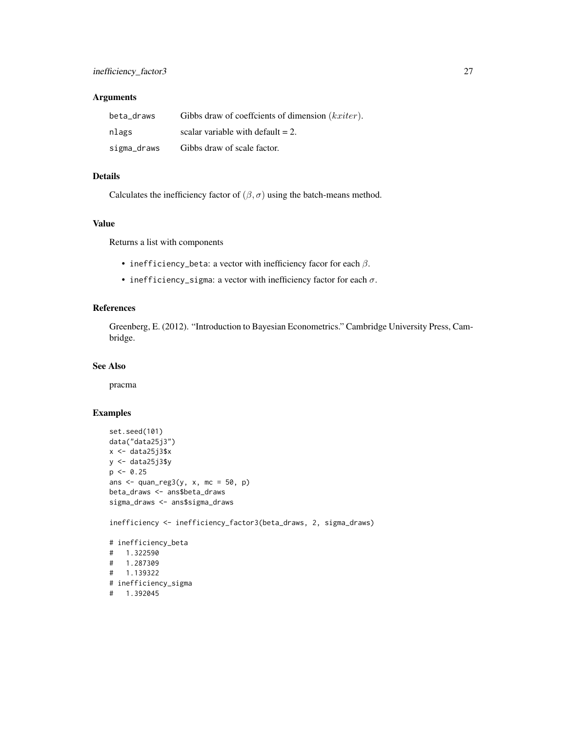### Arguments

| | |
|---|---|
| beta_draws | Gibbs draw of coeffcients of dimension $(kxiter)$. |
| nlags | scalar variable with default = 2. |
| sigma_draws | Gibbs draw of scale factor. |

### Details

Calculates the inefficiency factor of $(\beta, \sigma)$ using the batch-means method.

### Value

Returns a list with components

- inefficiency_beta: a vector with inefficiency facor for each $\beta$.
- inefficiency_sigma: a vector with inefficiency factor for each $\sigma$.

### References

Greenberg, E. (2012). "Introduction to Bayesian Econometrics." Cambridge University Press, Cambridge.

### See Also

pracma

### Examples

```
set.seed(101)
data("data25j3")
x <- data25j3$x
y <- data25j3$y
p <- 0.25
ans <- quan_reg3(y, x, mc = 50, p)
beta_draws <- ans$beta_draws
sigma_draws <- ans$sigma_draws

inefficiency <- inefficiency_factor3(beta_draws, 2, sigma_draws)

# inefficiency_beta
#   1.322590
#   1.287309
#   1.139322
# inefficiency_sigma
#   1.392045
```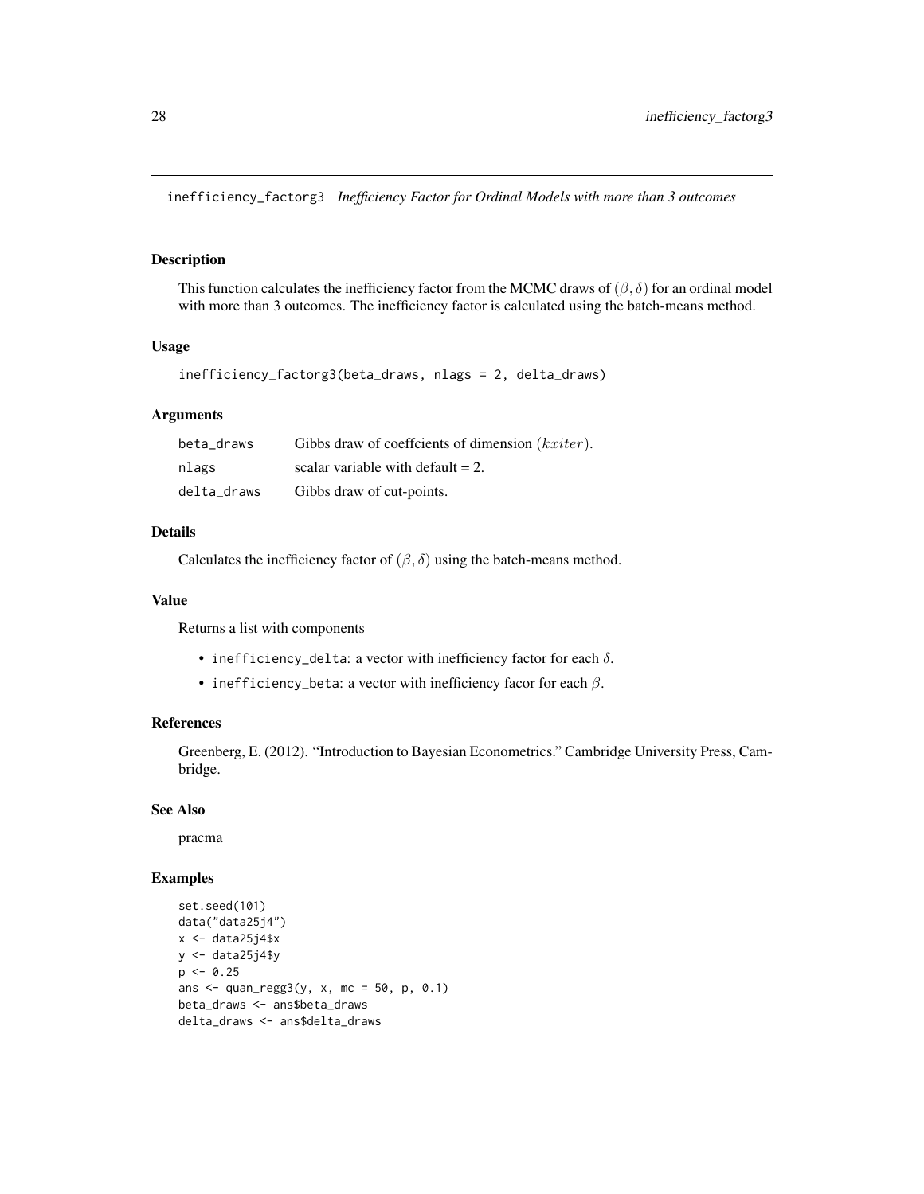inefficiency_factorg3 *Inefficiency Factor for Ordinal Models with more than 3 outcomes*

## Description

This function calculates the inefficiency factor from the MCMC draws of $(\beta, \delta)$ for an ordinal model with more than 3 outcomes. The inefficiency factor is calculated using the batch-means method.

## Usage

```
inefficiency_factorg3(beta_draws, nlags = 2, delta_draws)
```

## Arguments

| | |
|---|---|
| beta_draws | Gibbs draw of coeffcients of dimension $(kxiter)$. |
| nlags | scalar variable with default = 2. |
| delta_draws | Gibbs draw of cut-points. |

## Details

Calculates the inefficiency factor of $(\beta, \delta)$ using the batch-means method.

## Value

Returns a list with components

- inefficiency_delta: a vector with inefficiency factor for each $\delta$.
- inefficiency_beta: a vector with inefficiency facor for each $\beta$.

## References

Greenberg, E. (2012). "Introduction to Bayesian Econometrics." Cambridge University Press, Cambridge.

## See Also

pracma

## Examples

```
set.seed(101)
data("data25j4")
x <- data25j4$x
y <- data25j4$y
p <- 0.25
ans <- quan_regg3(y, x, mc = 50, p, 0.1)
beta_draws <- ans$beta_draws
delta_draws <- ans$delta_draws
```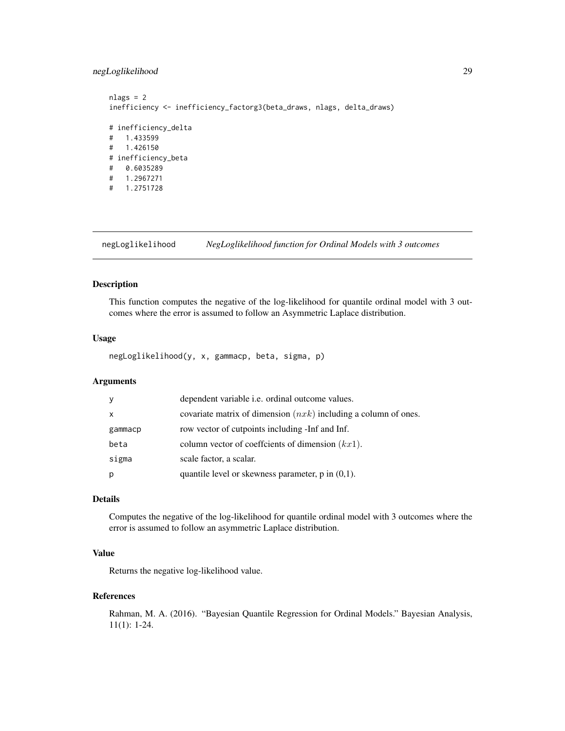```
nlags = 2
inefficiency <- inefficiency_factorg3(beta_draws, nlags, delta_draws)

# inefficiency_delta
#   1.433599
#   1.426150
# inefficiency_beta
#   0.6035289
#   1.2967271
#   1.2751728
```

## negLoglikelihood — *NegLoglikelihood function for Ordinal Models with 3 outcomes*

### Description

This function computes the negative of the log-likelihood for quantile ordinal model with 3 outcomes where the error is assumed to follow an Asymmetric Laplace distribution.

### Usage

```
negLoglikelihood(y, x, gammacp, beta, sigma, p)
```

### Arguments

| | |
|---|---|
| y | dependent variable i.e. ordinal outcome values. |
| x | covariate matrix of dimension $(nxk)$ including a column of ones. |
| gammacp | row vector of cutpoints including -Inf and Inf. |
| beta | column vector of coeffcients of dimension $(kx1)$. |
| sigma | scale factor, a scalar. |
| p | quantile level or skewness parameter, p in (0,1). |

### Details

Computes the negative of the log-likelihood for quantile ordinal model with 3 outcomes where the error is assumed to follow an asymmetric Laplace distribution.

### Value

Returns the negative log-likelihood value.

### References

Rahman, M. A. (2016). "Bayesian Quantile Regression for Ordinal Models." Bayesian Analysis, 11(1): 1-24.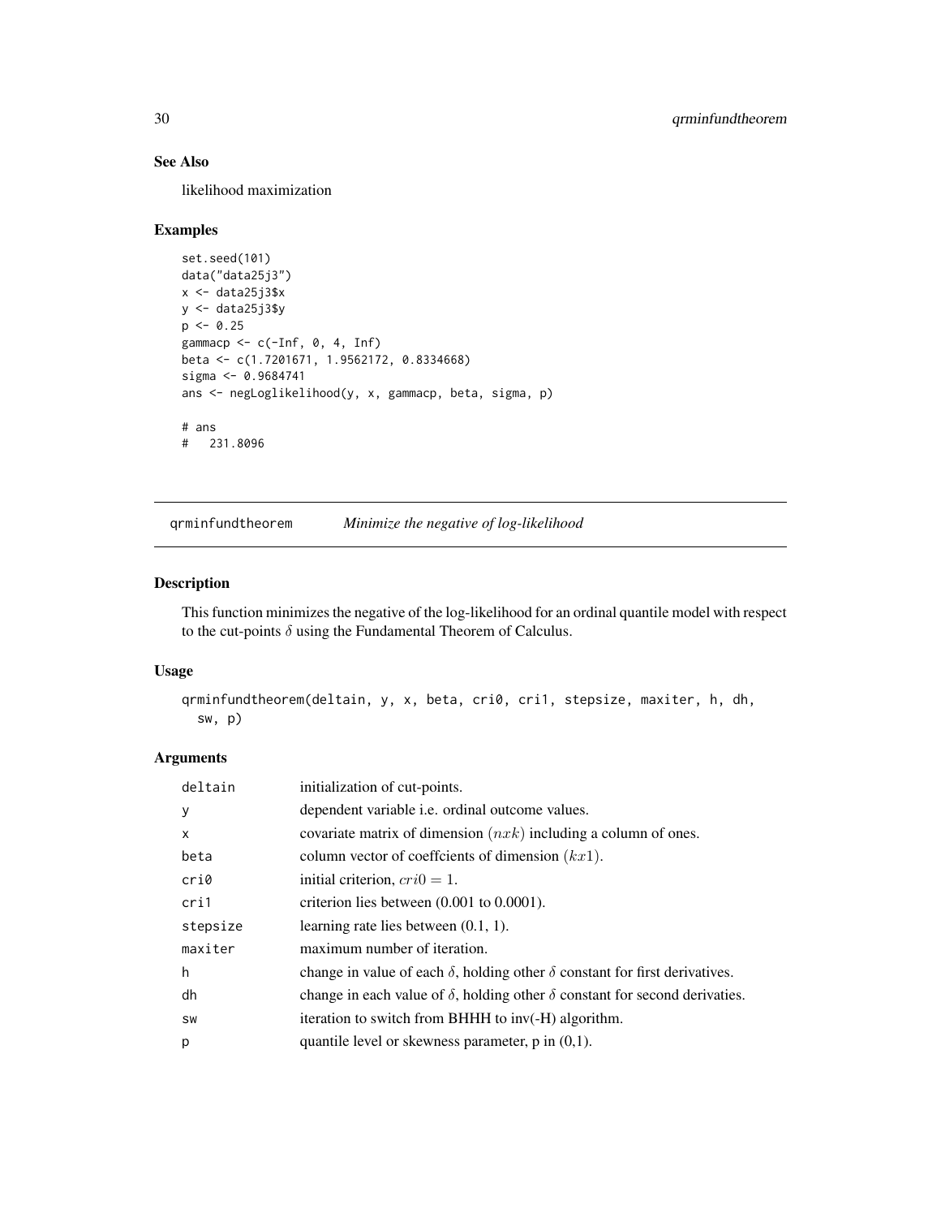## See Also

likelihood maximization

## Examples

```
set.seed(101)
data("data25j3")
x <- data25j3$x
y <- data25j3$y
p <- 0.25
gammacp <- c(-Inf, 0, 4, Inf)
beta <- c(1.7201671, 1.9562172, 0.8334668)
sigma <- 0.9684741
ans <- negLoglikelihood(y, x, gammacp, beta, sigma, p)

# ans
#   231.8096
```

---

# qrminfundtheorem    *Minimize the negative of log-likelihood*

---

## Description

This function minimizes the negative of the log-likelihood for an ordinal quantile model with respect to the cut-points $\delta$ using the Fundamental Theorem of Calculus.

## Usage

```
qrminfundtheorem(deltain, y, x, beta, cri0, cri1, stepsize, maxiter, h, dh,
  sw, p)
```

## Arguments

| | |
|---|---|
| deltain | initialization of cut-points. |
| y | dependent variable i.e. ordinal outcome values. |
| x | covariate matrix of dimension $(nxk)$ including a column of ones. |
| beta | column vector of coeffcients of dimension $(kx1)$. |
| cri0 | initial criterion, $cri0 = 1$. |
| cri1 | criterion lies between (0.001 to 0.0001). |
| stepsize | learning rate lies between (0.1, 1). |
| maxiter | maximum number of iteration. |
| h | change in value of each $\delta$, holding other $\delta$ constant for first derivatives. |
| dh | change in each value of $\delta$, holding other $\delta$ constant for second derivaties. |
| sw | iteration to switch from BHHH to inv(-H) algorithm. |
| p | quantile level or skewness parameter, p in (0,1). |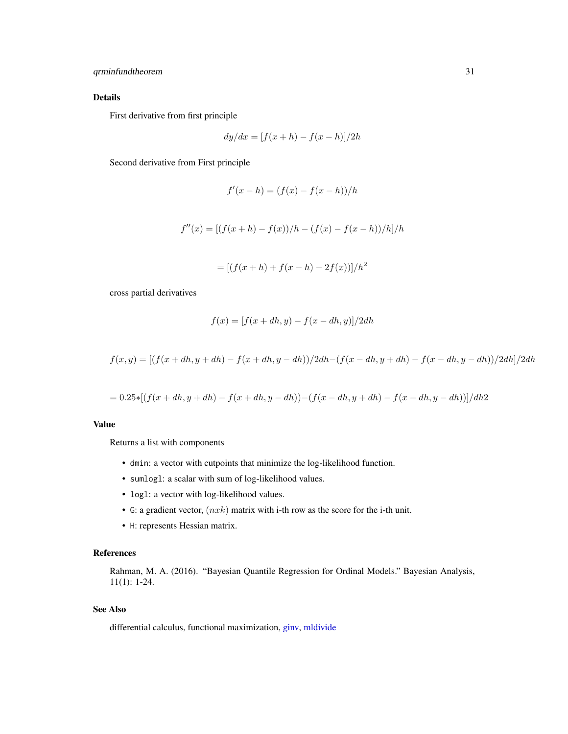## Details

First derivative from first principle

$$dy/dx = [f(x + h) - f(x - h)]/2h$$

Second derivative from First principle

$$f'(x - h) = (f(x) - f(x - h))/h$$

$$f''(x) = [(f(x + h) - f(x))/h - (f(x) - f(x - h))/h]/h$$

$$= [(f(x + h) + f(x - h) - 2f(x))]/h^2$$

cross partial derivatives

$$f(x) = [f(x + dh, y) - f(x - dh, y)]/2dh$$

$$f(x, y) = [(f(x + dh, y + dh) - f(x + dh, y - dh))/2dh - (f(x - dh, y + dh) - f(x - dh, y - dh))/2dh]/2dh$$

$$= 0.25 * [(f(x + dh, y + dh) - f(x + dh, y - dh)) - (f(x - dh, y + dh) - f(x - dh, y - dh))]/dh2$$

## Value

Returns a list with components

- `dmin`: a vector with cutpoints that minimize the log-likelihood function.
- `sumlogl`: a scalar with sum of log-likelihood values.
- `logl`: a vector with log-likelihood values.
- `G`: a gradient vector, $(nxk)$ matrix with i-th row as the score for the i-th unit.
- `H`: represents Hessian matrix.

## References

Rahman, M. A. (2016). "Bayesian Quantile Regression for Ordinal Models." Bayesian Analysis, 11(1): 1-24.

## See Also

differential calculus, functional maximization, ginv, mldivide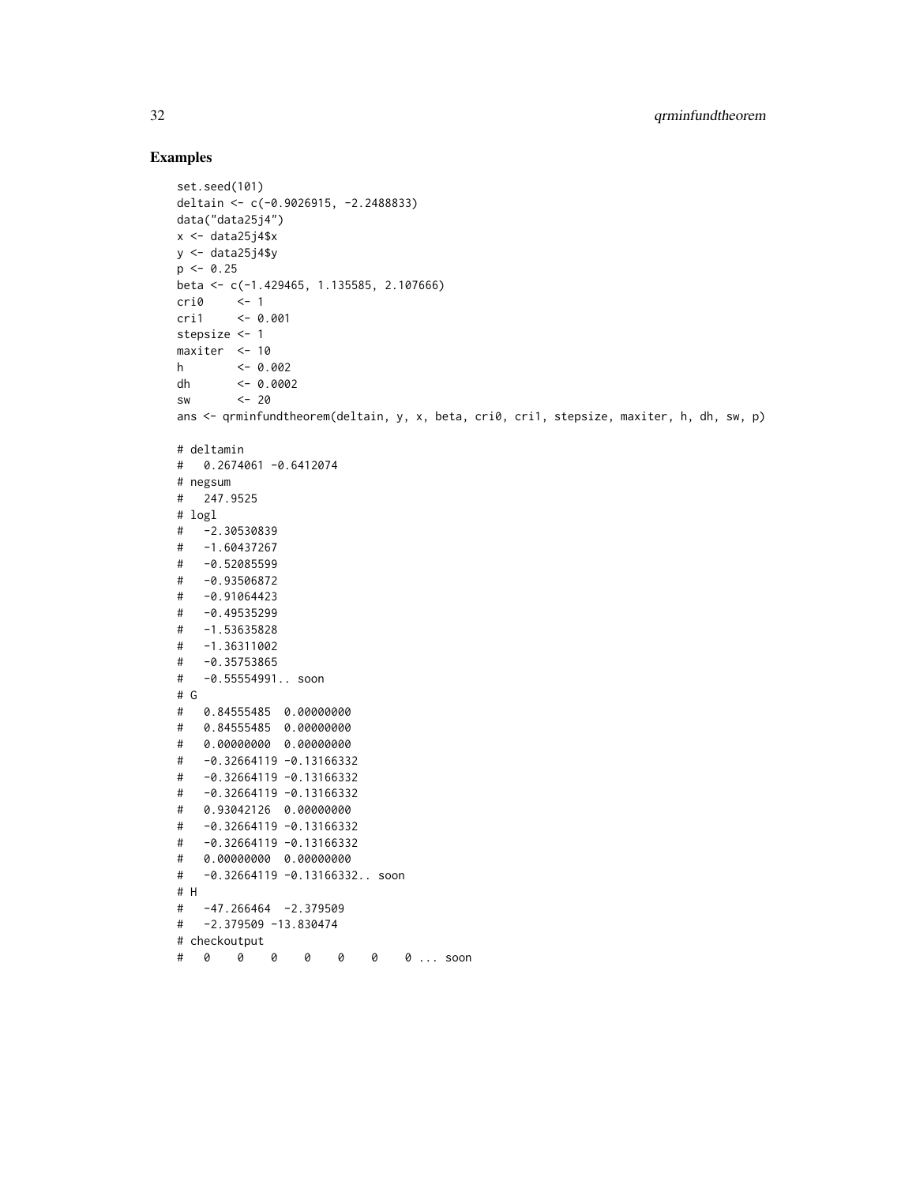## Examples

```
set.seed(101)
deltain <- c(-0.9026915, -2.2488833)
data("data25j4")
x <- data25j4$x
y <- data25j4$y
p <- 0.25
beta <- c(-1.429465, 1.135585, 2.107666)
cri0     <- 1
cri1     <- 0.001
stepsize <- 1
maxiter  <- 10
h        <- 0.002
dh       <- 0.0002
sw       <- 20
ans <- qrminfundtheorem(deltain, y, x, beta, cri0, cri1, stepsize, maxiter, h, dh, sw, p)

# deltamin
#   0.2674061 -0.6412074
# negsum
#   247.9525
# logl
#   -2.30530839
#   -1.60437267
#   -0.52085599
#   -0.93506872
#   -0.91064423
#   -0.49535299
#   -1.53635828
#   -1.36311002
#   -0.35753865
#   -0.55554991.. soon
# G
#   0.84555485  0.00000000
#   0.84555485  0.00000000
#   0.00000000  0.00000000
#   -0.32664119 -0.13166332
#   -0.32664119 -0.13166332
#   -0.32664119 -0.13166332
#   0.93042126  0.00000000
#   -0.32664119 -0.13166332
#   -0.32664119 -0.13166332
#   0.00000000  0.00000000
#   -0.32664119 -0.13166332.. soon
# H
#   -47.266464  -2.379509
#   -2.379509 -13.830474
# checkoutput
#   0    0    0    0    0    0    0 ... soon
```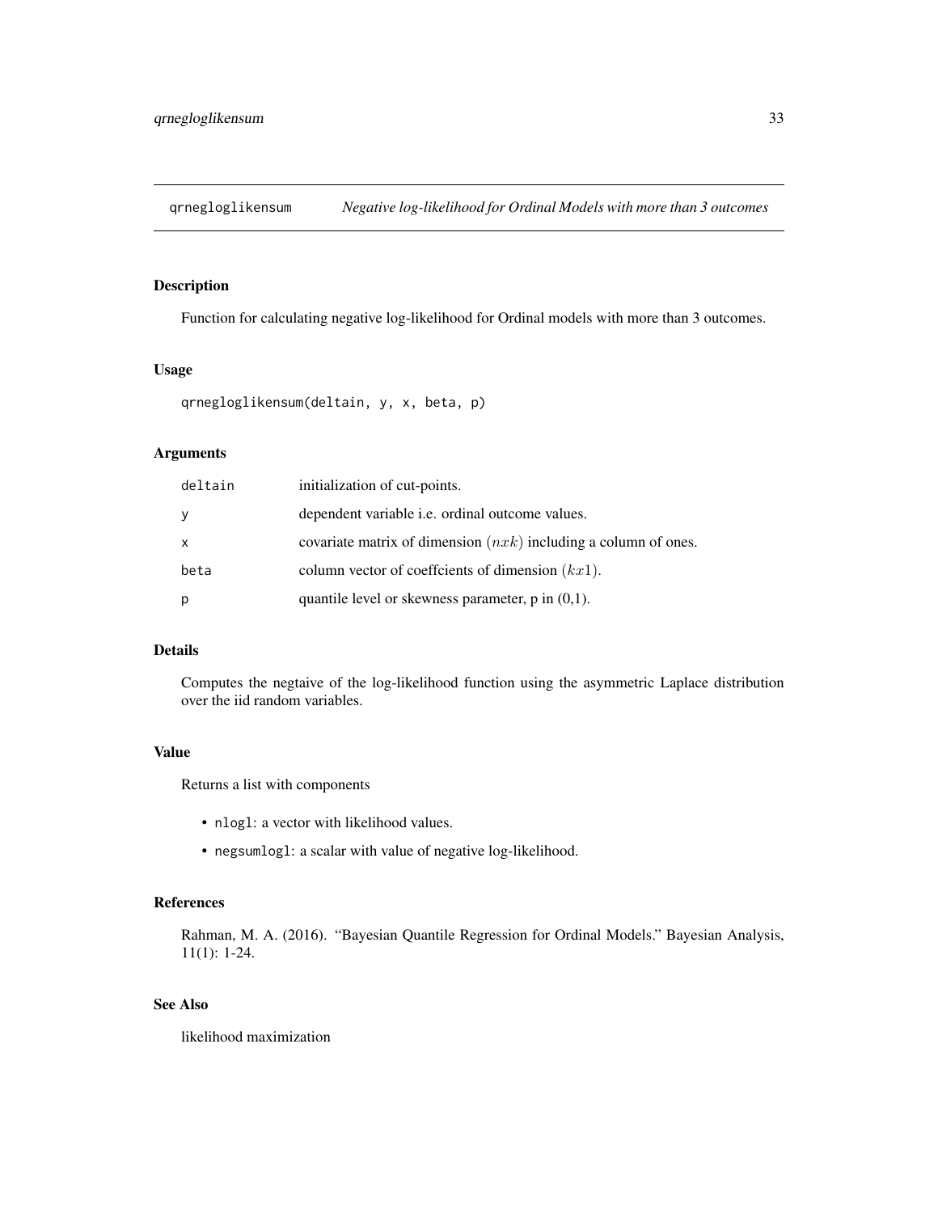# qrnegloglikensum — *Negative log-likelihood for Ordinal Models with more than 3 outcomes*

## Description

Function for calculating negative log-likelihood for Ordinal models with more than 3 outcomes.

## Usage

```
qrnegloglikensum(deltain, y, x, beta, p)
```

## Arguments

| | |
|---|---|
| deltain | initialization of cut-points. |
| y | dependent variable i.e. ordinal outcome values. |
| x | covariate matrix of dimension $(nxk)$ including a column of ones. |
| beta | column vector of coeffcients of dimension $(kx1)$. |
| p | quantile level or skewness parameter, p in (0,1). |

## Details

Computes the negtaive of the log-likelihood function using the asymmetric Laplace distribution over the iid random variables.

## Value

Returns a list with components

- `nlogl`: a vector with likelihood values.
- `negsumlogl`: a scalar with value of negative log-likelihood.

## References

Rahman, M. A. (2016). "Bayesian Quantile Regression for Ordinal Models." Bayesian Analysis, 11(1): 1-24.

## See Also

likelihood maximization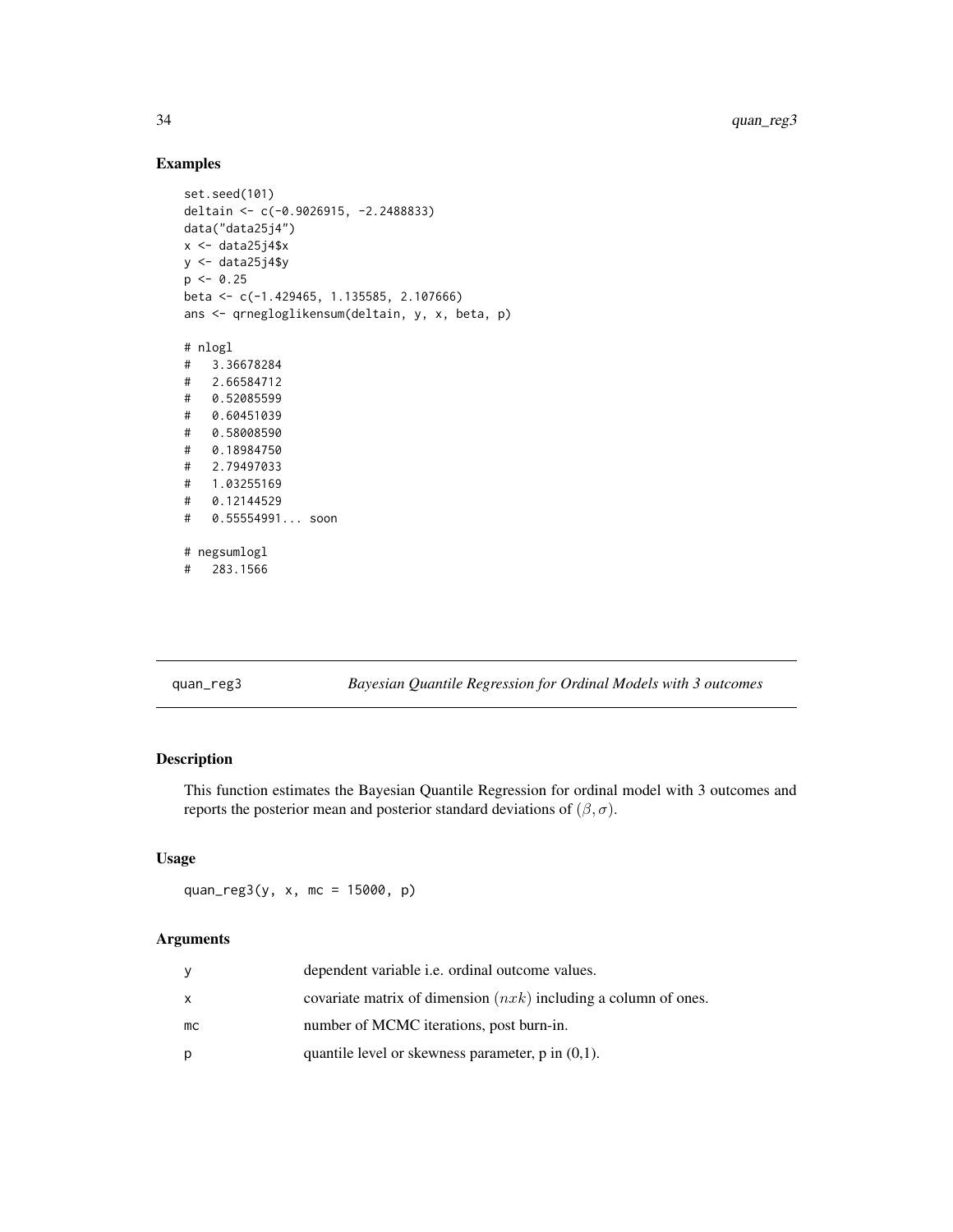### Examples

```
set.seed(101)
deltain <- c(-0.9026915, -2.2488833)
data("data25j4")
x <- data25j4$x
y <- data25j4$y
p <- 0.25
beta <- c(-1.429465, 1.135585, 2.107666)
ans <- qrnegloglikensum(deltain, y, x, beta, p)

# nlogl
#   3.36678284
#   2.66584712
#   0.52085599
#   0.60451039
#   0.58008590
#   0.18984750
#   2.79497033
#   1.03255169
#   0.12144529
#   0.55554991... soon

# negsumlogl
#   283.1566
```

## quan_reg3 — *Bayesian Quantile Regression for Ordinal Models with 3 outcomes*

### Description

This function estimates the Bayesian Quantile Regression for ordinal model with 3 outcomes and reports the posterior mean and posterior standard deviations of $(\beta, \sigma)$.

### Usage

```
quan_reg3(y, x, mc = 15000, p)
```

### Arguments

| | |
|---|---|
| y | dependent variable i.e. ordinal outcome values. |
| x | covariate matrix of dimension $(nxk)$ including a column of ones. |
| mc | number of MCMC iterations, post burn-in. |
| p | quantile level or skewness parameter, p in (0,1). |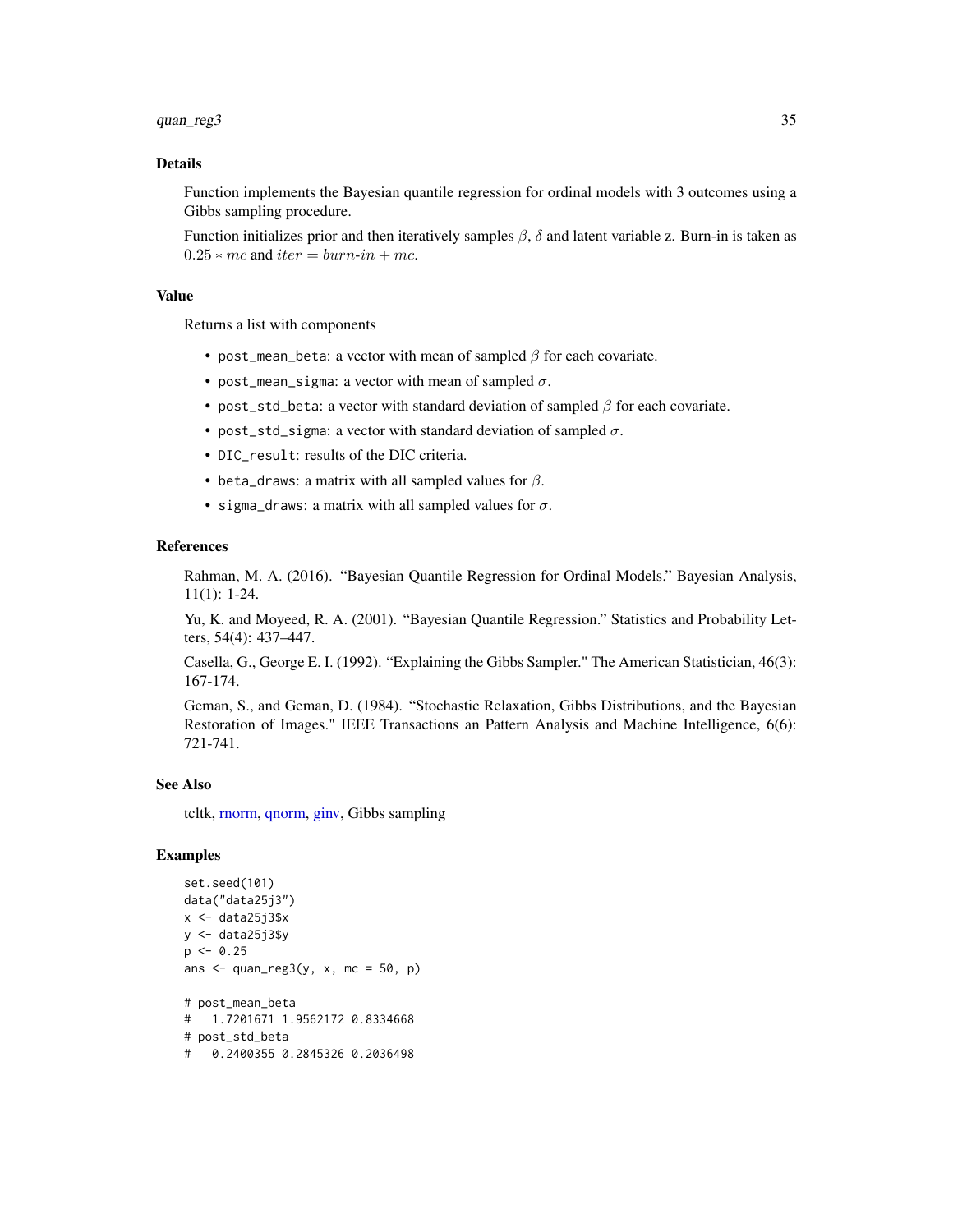## Details

Function implements the Bayesian quantile regression for ordinal models with 3 outcomes using a Gibbs sampling procedure.

Function initializes prior and then iteratively samples $\beta$, $\delta$ and latent variable z. Burn-in is taken as $0.25 * mc$ and $iter = burn\text{-}in + mc$.

## Value

Returns a list with components

- post_mean_beta: a vector with mean of sampled $\beta$ for each covariate.
- post_mean_sigma: a vector with mean of sampled $\sigma$.
- post_std_beta: a vector with standard deviation of sampled $\beta$ for each covariate.
- post_std_sigma: a vector with standard deviation of sampled $\sigma$.
- DIC_result: results of the DIC criteria.
- beta_draws: a matrix with all sampled values for $\beta$.
- sigma_draws: a matrix with all sampled values for $\sigma$.

## References

Rahman, M. A. (2016). "Bayesian Quantile Regression for Ordinal Models." Bayesian Analysis, 11(1): 1-24.

Yu, K. and Moyeed, R. A. (2001). "Bayesian Quantile Regression." Statistics and Probability Letters, 54(4): 437–447.

Casella, G., George E. I. (1992). "Explaining the Gibbs Sampler." The American Statistician, 46(3): 167-174.

Geman, S., and Geman, D. (1984). "Stochastic Relaxation, Gibbs Distributions, and the Bayesian Restoration of Images." IEEE Transactions an Pattern Analysis and Machine Intelligence, 6(6): 721-741.

## See Also

tcltk, rnorm, qnorm, ginv, Gibbs sampling

## Examples

```
set.seed(101)
data("data25j3")
x <- data25j3$x
y <- data25j3$y
p <- 0.25
ans <- quan_reg3(y, x, mc = 50, p)

# post_mean_beta
#   1.7201671 1.9562172 0.8334668
# post_std_beta
#   0.2400355 0.2845326 0.2036498
```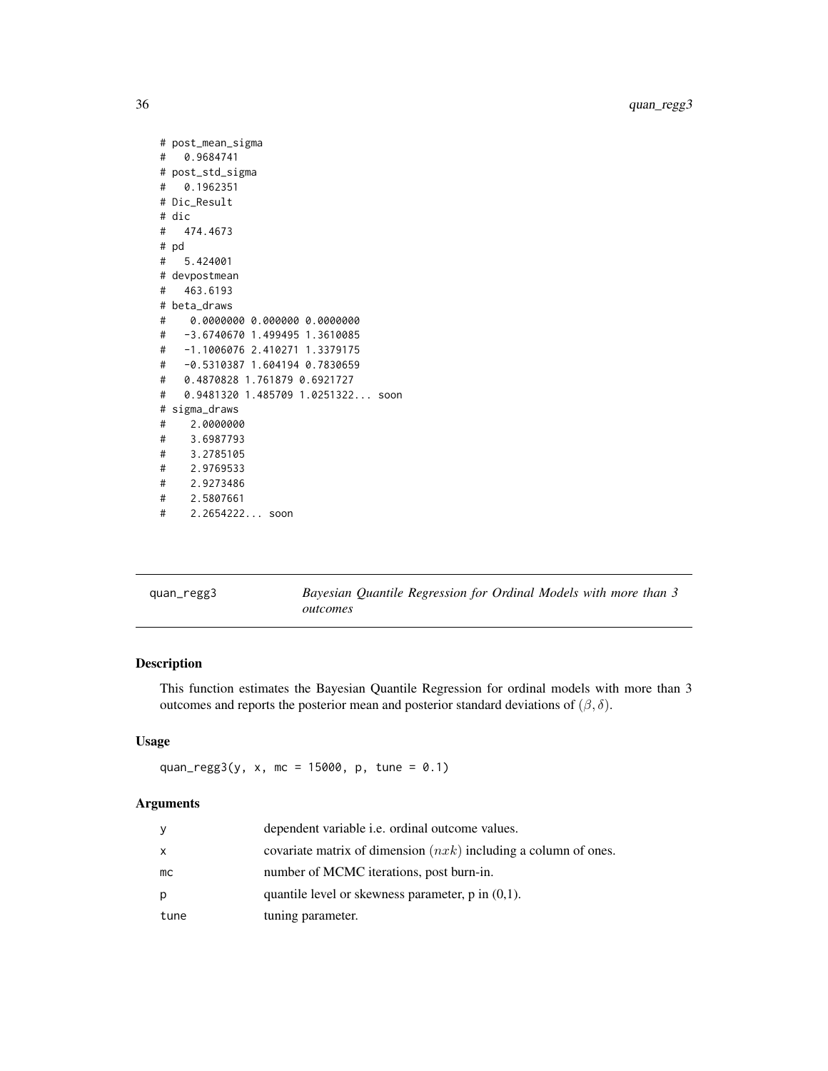```
# post_mean_sigma
#   0.9684741
# post_std_sigma
#   0.1962351
# Dic_Result
# dic
#   474.4673
# pd
#   5.424001
# devpostmean
#   463.6193
# beta_draws
#    0.0000000 0.000000 0.0000000
#   -3.6740670 1.499495 1.3610085
#   -1.1006076 2.410271 1.3379175
#   -0.5310387 1.604194 0.7830659
#   0.4870828 1.761879 0.6921727
#   0.9481320 1.485709 1.0251322... soon
# sigma_draws
#    2.0000000
#    3.6987793
#    3.2785105
#    2.9769533
#    2.9273486
#    2.5807661
#    2.2654222... soon
```

## quan_regg3 — *Bayesian Quantile Regression for Ordinal Models with more than 3 outcomes*

### Description

This function estimates the Bayesian Quantile Regression for ordinal models with more than 3 outcomes and reports the posterior mean and posterior standard deviations of $(\beta, \delta)$.

### Usage

```
quan_regg3(y, x, mc = 15000, p, tune = 0.1)
```

### Arguments

| Argument | Description |
|---|---|
| y | dependent variable i.e. ordinal outcome values. |
| x | covariate matrix of dimension $(nxk)$ including a column of ones. |
| mc | number of MCMC iterations, post burn-in. |
| p | quantile level or skewness parameter, p in (0,1). |
| tune | tuning parameter. |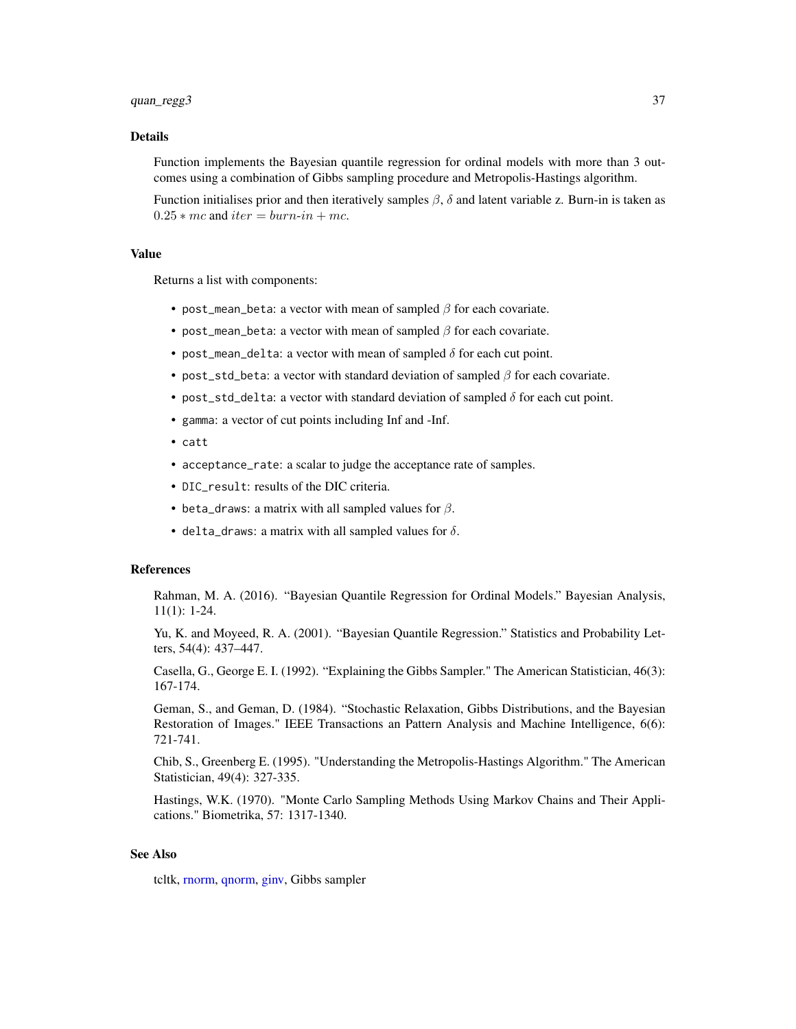## Details

Function implements the Bayesian quantile regression for ordinal models with more than 3 outcomes using a combination of Gibbs sampling procedure and Metropolis-Hastings algorithm.

Function initialises prior and then iteratively samples $\beta$, $\delta$ and latent variable z. Burn-in is taken as $0.25 * mc$ and $iter = burn\text{-}in + mc$.

## Value

Returns a list with components:

- `post_mean_beta`: a vector with mean of sampled $\beta$ for each covariate.
- `post_mean_beta`: a vector with mean of sampled $\beta$ for each covariate.
- `post_mean_delta`: a vector with mean of sampled $\delta$ for each cut point.
- `post_std_beta`: a vector with standard deviation of sampled $\beta$ for each covariate.
- `post_std_delta`: a vector with standard deviation of sampled $\delta$ for each cut point.
- `gamma`: a vector of cut points including Inf and -Inf.
- `catt`
- `acceptance_rate`: a scalar to judge the acceptance rate of samples.
- `DIC_result`: results of the DIC criteria.
- `beta_draws`: a matrix with all sampled values for $\beta$.
- `delta_draws`: a matrix with all sampled values for $\delta$.

## References

Rahman, M. A. (2016). "Bayesian Quantile Regression for Ordinal Models." Bayesian Analysis, 11(1): 1-24.

Yu, K. and Moyeed, R. A. (2001). "Bayesian Quantile Regression." Statistics and Probability Letters, 54(4): 437–447.

Casella, G., George E. I. (1992). "Explaining the Gibbs Sampler." The American Statistician, 46(3): 167-174.

Geman, S., and Geman, D. (1984). "Stochastic Relaxation, Gibbs Distributions, and the Bayesian Restoration of Images." IEEE Transactions an Pattern Analysis and Machine Intelligence, 6(6): 721-741.

Chib, S., Greenberg E. (1995). "Understanding the Metropolis-Hastings Algorithm." The American Statistician, 49(4): 327-335.

Hastings, W.K. (1970). "Monte Carlo Sampling Methods Using Markov Chains and Their Applications." Biometrika, 57: 1317-1340.

## See Also

tcltk, rnorm, qnorm, ginv, Gibbs sampler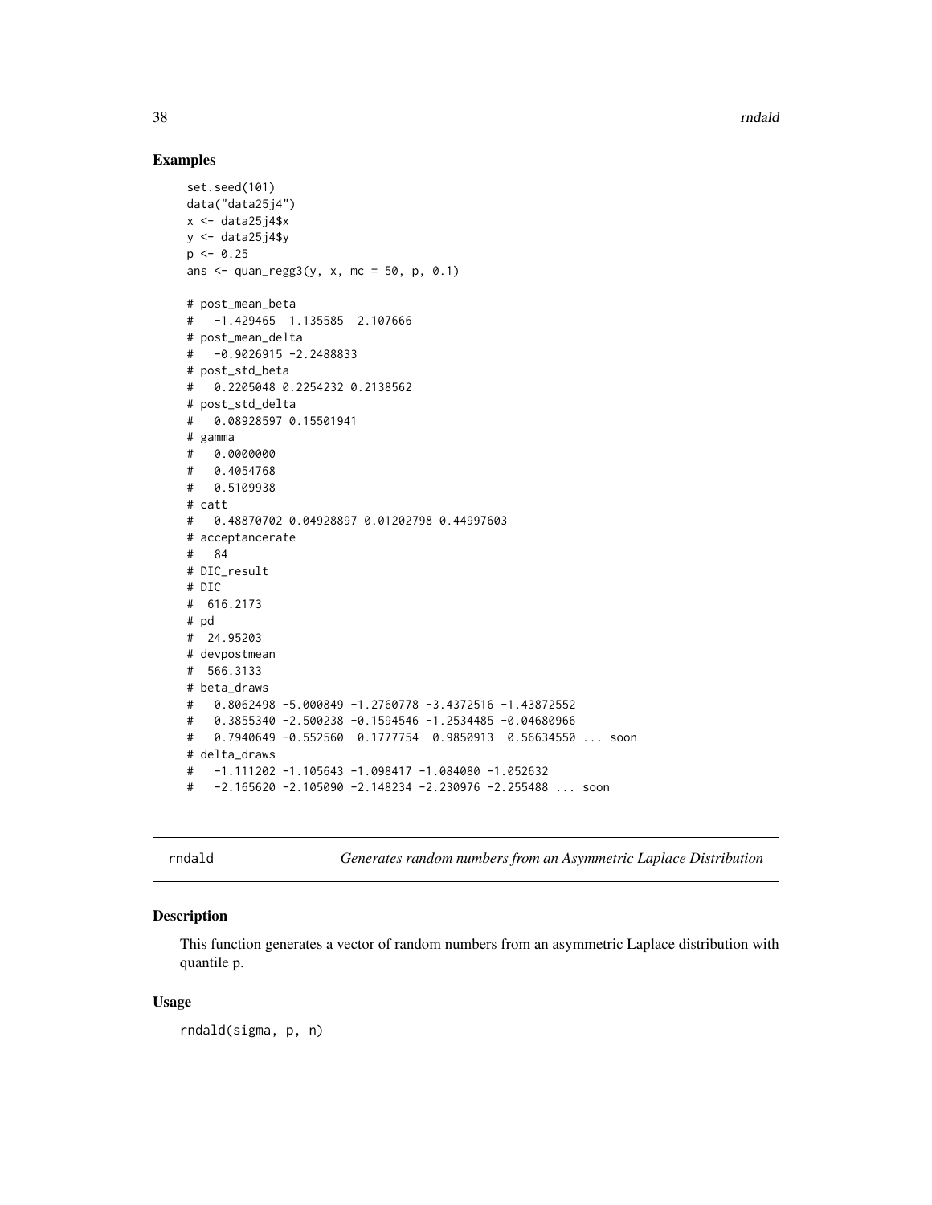## Examples

```
set.seed(101)
data("data25j4")
x <- data25j4$x
y <- data25j4$y
p <- 0.25
ans <- quan_regg3(y, x, mc = 50, p, 0.1)

# post_mean_beta
#   -1.429465  1.135585  2.107666
# post_mean_delta
#   -0.9026915 -2.2488833
# post_std_beta
#   0.2205048 0.2254232 0.2138562
# post_std_delta
#   0.08928597 0.15501941
# gamma
#   0.0000000
#   0.4054768
#   0.5109938
# catt
#   0.48870702 0.04928897 0.01202798 0.44997603
# acceptancerate
#   84
# DIC_result
# DIC
#  616.2173
# pd
#  24.95203
# devpostmean
#  566.3133
# beta_draws
#   0.8062498 -5.000849 -1.2760778 -3.4372516 -1.43872552
#   0.3855340 -2.500238 -0.1594546 -1.2534485 -0.04680966
#   0.7940649 -0.552560  0.1777754  0.9850913  0.56634550 ... soon
# delta_draws
#   -1.111202 -1.105643 -1.098417 -1.084080 -1.052632
#   -2.165620 -2.105090 -2.148234 -2.230976 -2.255488 ... soon
```

---

## rndald — *Generates random numbers from an Asymmetric Laplace Distribution*

### Description

This function generates a vector of random numbers from an asymmetric Laplace distribution with quantile p.

### Usage

```
rndald(sigma, p, n)
```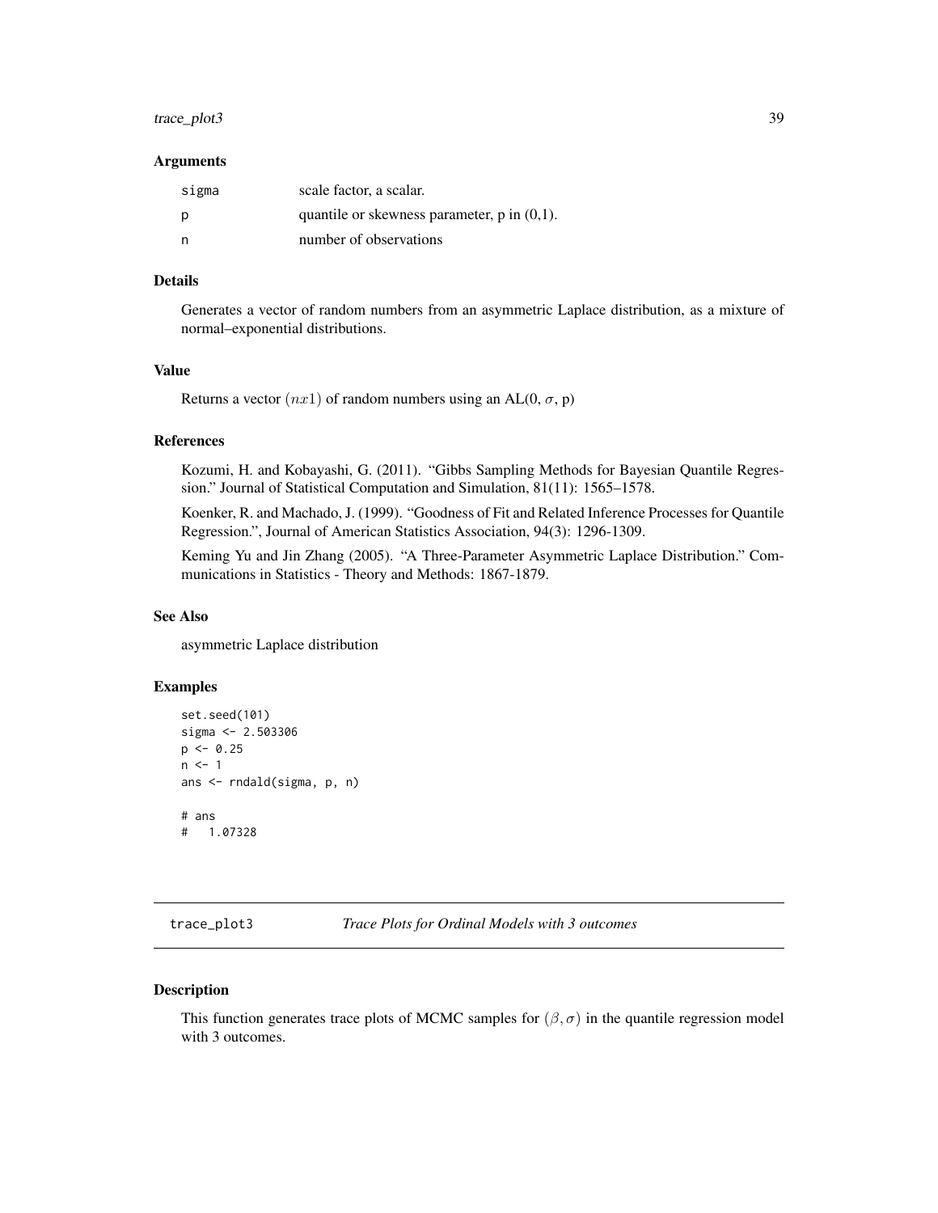### Arguments

| | |
|---|---|
| sigma | scale factor, a scalar. |
| p | quantile or skewness parameter, p in (0,1). |
| n | number of observations |

### Details

Generates a vector of random numbers from an asymmetric Laplace distribution, as a mixture of normal–exponential distributions.

### Value

Returns a vector $(nx1)$ of random numbers using an AL(0, $\sigma$, p)

### References

Kozumi, H. and Kobayashi, G. (2011). "Gibbs Sampling Methods for Bayesian Quantile Regression." Journal of Statistical Computation and Simulation, 81(11): 1565–1578.

Koenker, R. and Machado, J. (1999). "Goodness of Fit and Related Inference Processes for Quantile Regression.", Journal of American Statistics Association, 94(3): 1296-1309.

Keming Yu and Jin Zhang (2005). "A Three-Parameter Asymmetric Laplace Distribution." Communications in Statistics - Theory and Methods: 1867-1879.

### See Also

asymmetric Laplace distribution

### Examples

```
set.seed(101)
sigma <- 2.503306
p <- 0.25
n <- 1
ans <- rndald(sigma, p, n)

# ans
#   1.07328
```

---

## trace_plot3 — *Trace Plots for Ordinal Models with 3 outcomes*

---

### Description

This function generates trace plots of MCMC samples for $(\beta, \sigma)$ in the quantile regression model with 3 outcomes.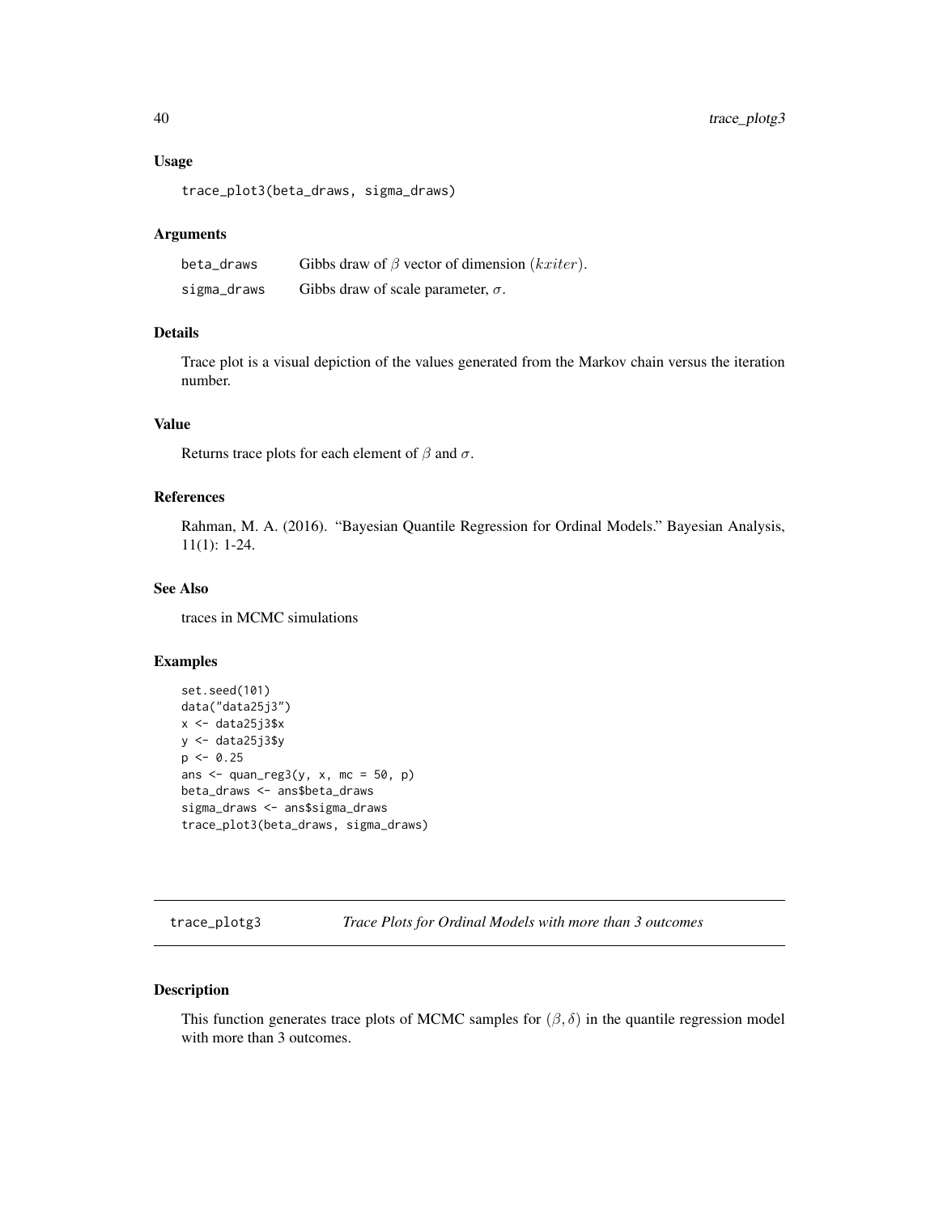### Usage

```
trace_plot3(beta_draws, sigma_draws)
```

### Arguments

| | |
|---|---|
| beta_draws | Gibbs draw of $\beta$ vector of dimension $(kxiter)$. |
| sigma_draws | Gibbs draw of scale parameter, $\sigma$. |

### Details

Trace plot is a visual depiction of the values generated from the Markov chain versus the iteration number.

### Value

Returns trace plots for each element of $\beta$ and $\sigma$.

### References

Rahman, M. A. (2016). "Bayesian Quantile Regression for Ordinal Models." Bayesian Analysis, 11(1): 1-24.

### See Also

traces in MCMC simulations

### Examples

```
set.seed(101)
data("data25j3")
x <- data25j3$x
y <- data25j3$y
p <- 0.25
ans <- quan_reg3(y, x, mc = 50, p)
beta_draws <- ans$beta_draws
sigma_draws <- ans$sigma_draws
trace_plot3(beta_draws, sigma_draws)
```

---

## trace_plotg3 *Trace Plots for Ordinal Models with more than 3 outcomes*

---

### Description

This function generates trace plots of MCMC samples for $(\beta, \delta)$ in the quantile regression model with more than 3 outcomes.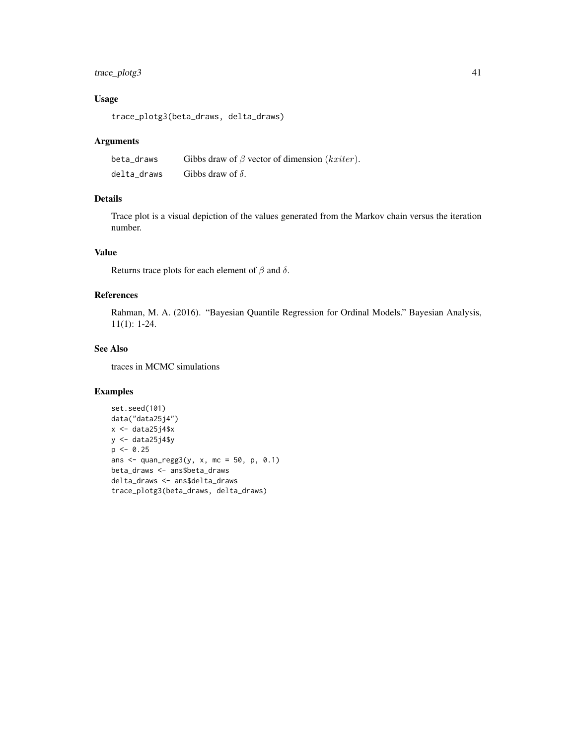### Usage

```
trace_plotg3(beta_draws, delta_draws)
```

### Arguments

| | |
|---|---|
| beta_draws | Gibbs draw of $\beta$ vector of dimension $(kxiter)$. |
| delta_draws | Gibbs draw of $\delta$. |

### Details

Trace plot is a visual depiction of the values generated from the Markov chain versus the iteration number.

### Value

Returns trace plots for each element of $\beta$ and $\delta$.

### References

Rahman, M. A. (2016). "Bayesian Quantile Regression for Ordinal Models." Bayesian Analysis, 11(1): 1-24.

### See Also

traces in MCMC simulations

### Examples

```
set.seed(101)
data("data25j4")
x <- data25j4$x
y <- data25j4$y
p <- 0.25
ans <- quan_regg3(y, x, mc = 50, p, 0.1)
beta_draws <- ans$beta_draws
delta_draws <- ans$delta_draws
trace_plotg3(beta_draws, delta_draws)
```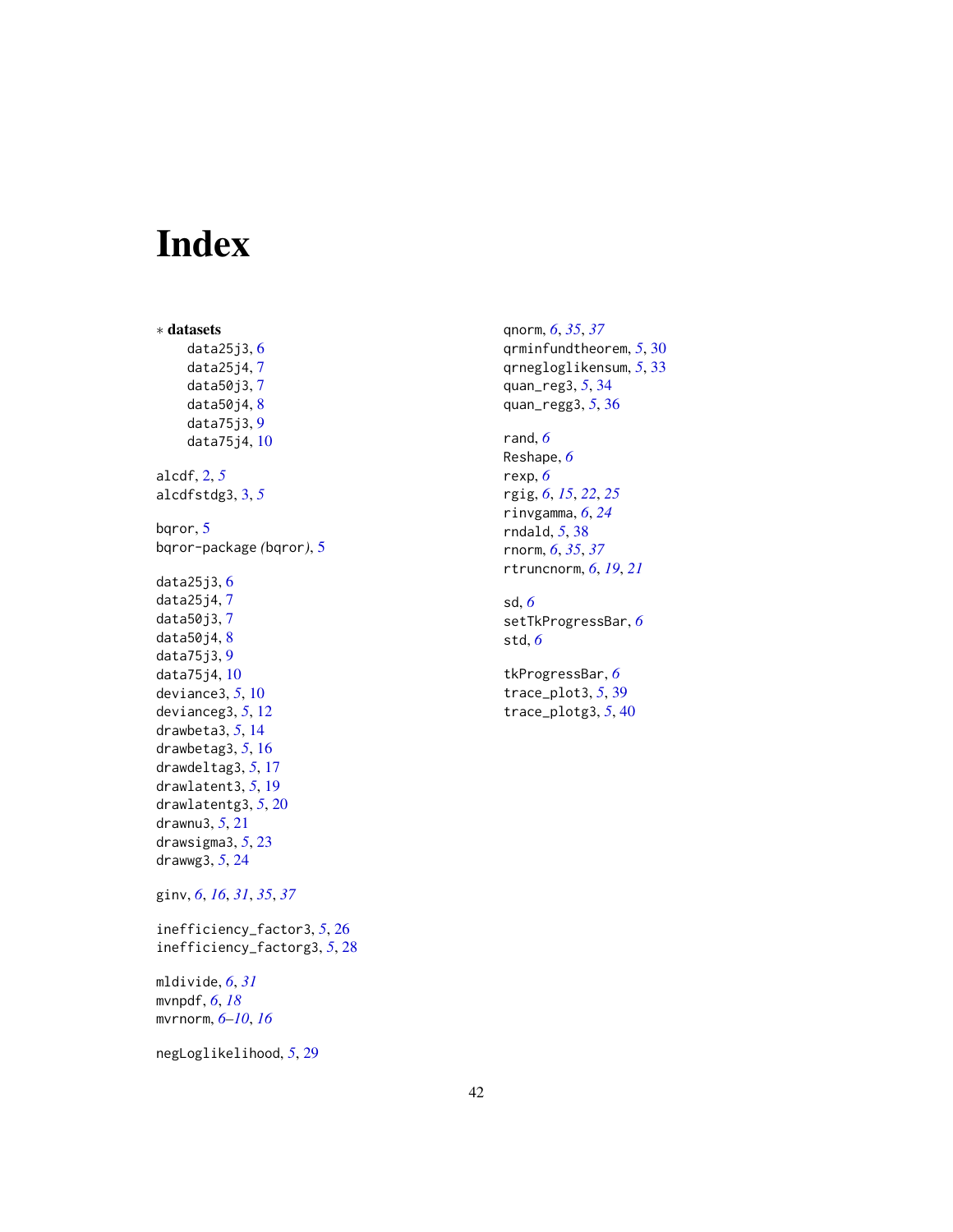# Index

∗ **datasets**

- data25j3, 6
- data25j4, 7
- data50j3, 7
- data50j4, 8
- data75j3, 9
- data75j4, 10

alcdf, 2, *5*
alcdfstdg3, 3, *5*

bqror, 5
bqror-package *(*bqror*)*, 5

data25j3, 6
data25j4, 7
data50j3, 7
data50j4, 8
data75j3, 9
data75j4, 10
deviance3, *5*, 10
devianceg3, *5*, 12
drawbeta3, *5*, 14
drawbetag3, *5*, 16
drawdeltag3, *5*, 17
drawlatent3, *5*, 19
drawlatentg3, *5*, 20
drawnu3, *5*, 21
drawsigma3, *5*, 23
drawwg3, *5*, 24

ginv, *6*, *16*, *31*, *35*, *37*

inefficiency_factor3, *5*, 26
inefficiency_factorg3, *5*, 28

mldivide, *6*, *31*
mvnpdf, *6*, *18*
mvrnorm, *6–10*, *16*

negLoglikelihood, *5*, 29

qnorm, *6*, *35*, *37*
qrminfundtheorem, *5*, 30
qrnegloglikensum, *5*, 33
quan_reg3, *5*, 34
quan_regg3, *5*, 36

rand, *6*
Reshape, *6*
rexp, *6*
rgig, *6*, *15*, *22*, *25*
rinvgamma, *6*, *24*
rndald, *5*, 38
rnorm, *6*, *35*, *37*
rtruncnorm, *6*, *19*, *21*

sd, *6*
setTkProgressBar, *6*
std, *6*

tkProgressBar, *6*
trace_plot3, *5*, 39
trace_plotg3, *5*, 40